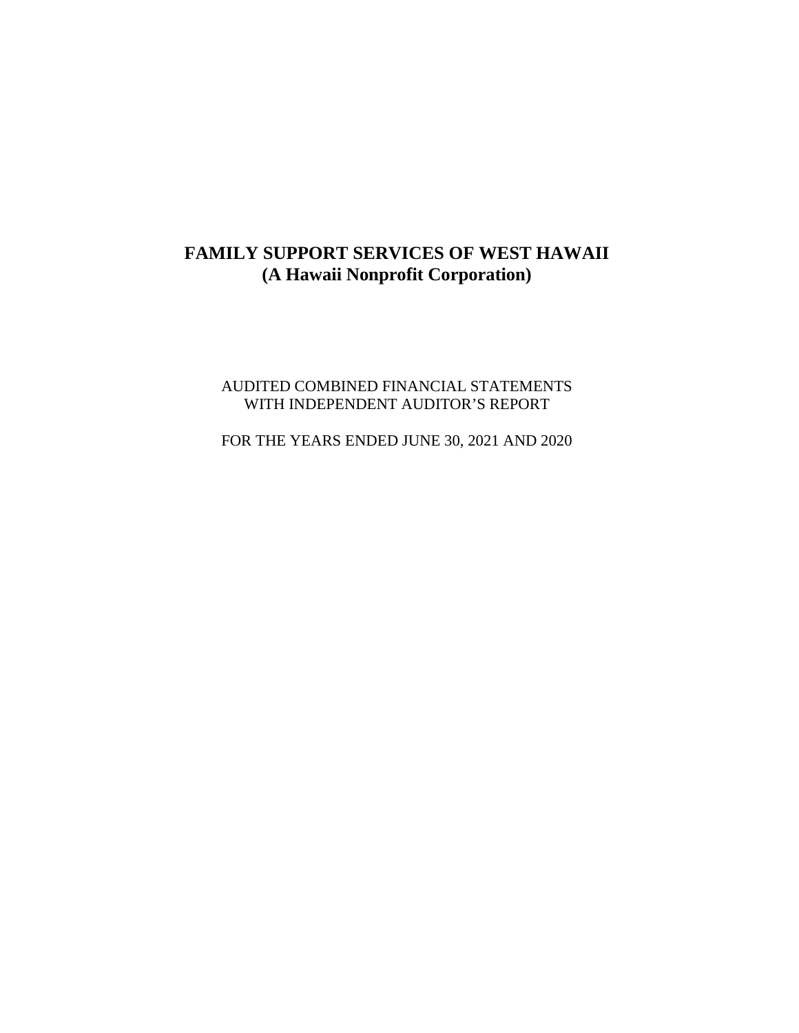# FAMILY SUPPORT SERVICES OF WEST HAWAII
## (A Hawaii Nonprofit Corporation)

AUDITED COMBINED FINANCIAL STATEMENTS
WITH INDEPENDENT AUDITOR'S REPORT

FOR THE YEARS ENDED JUNE 30, 2021 AND 2020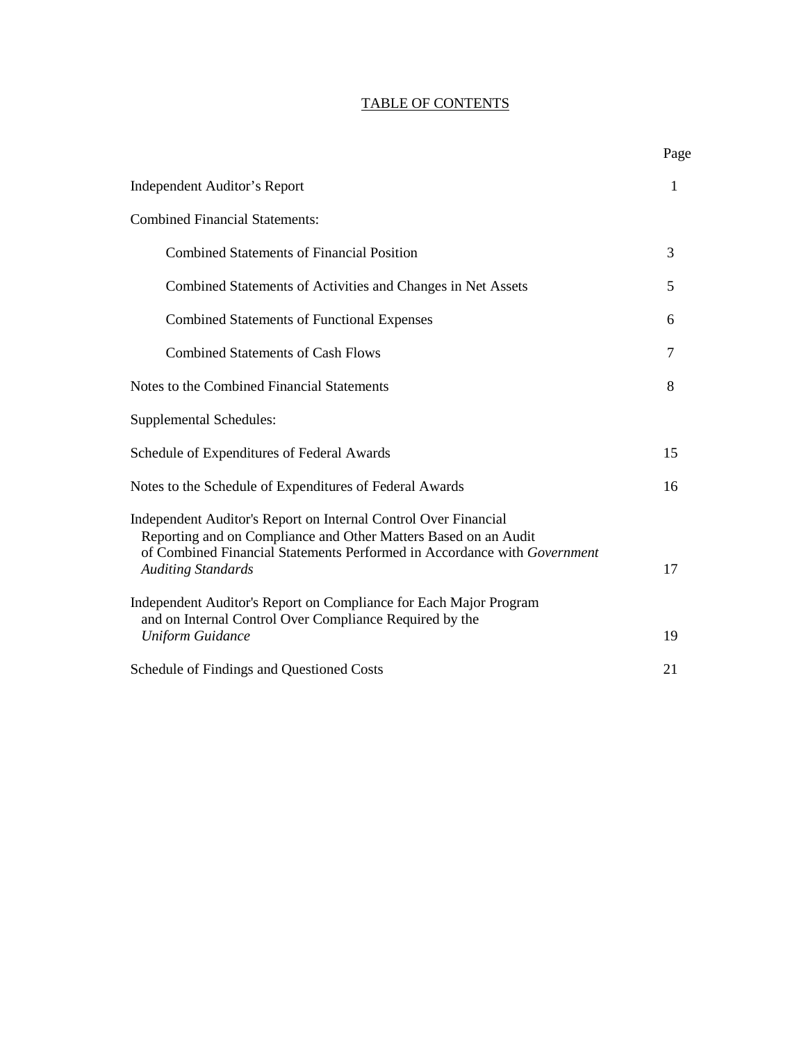# TABLE OF CONTENTS

| | Page |
|---|---|
| Independent Auditor's Report | 1 |
| Combined Financial Statements: | |
| Combined Statements of Financial Position | 3 |
| Combined Statements of Activities and Changes in Net Assets | 5 |
| Combined Statements of Functional Expenses | 6 |
| Combined Statements of Cash Flows | 7 |
| Notes to the Combined Financial Statements | 8 |
| Supplemental Schedules: | |
| Schedule of Expenditures of Federal Awards | 15 |
| Notes to the Schedule of Expenditures of Federal Awards | 16 |
| Independent Auditor's Report on Internal Control Over Financial Reporting and on Compliance and Other Matters Based on an Audit of Combined Financial Statements Performed in Accordance with *Government Auditing Standards* | 17 |
| Independent Auditor's Report on Compliance for Each Major Program and on Internal Control Over Compliance Required by the *Uniform Guidance* | 19 |
| Schedule of Findings and Questioned Costs | 21 |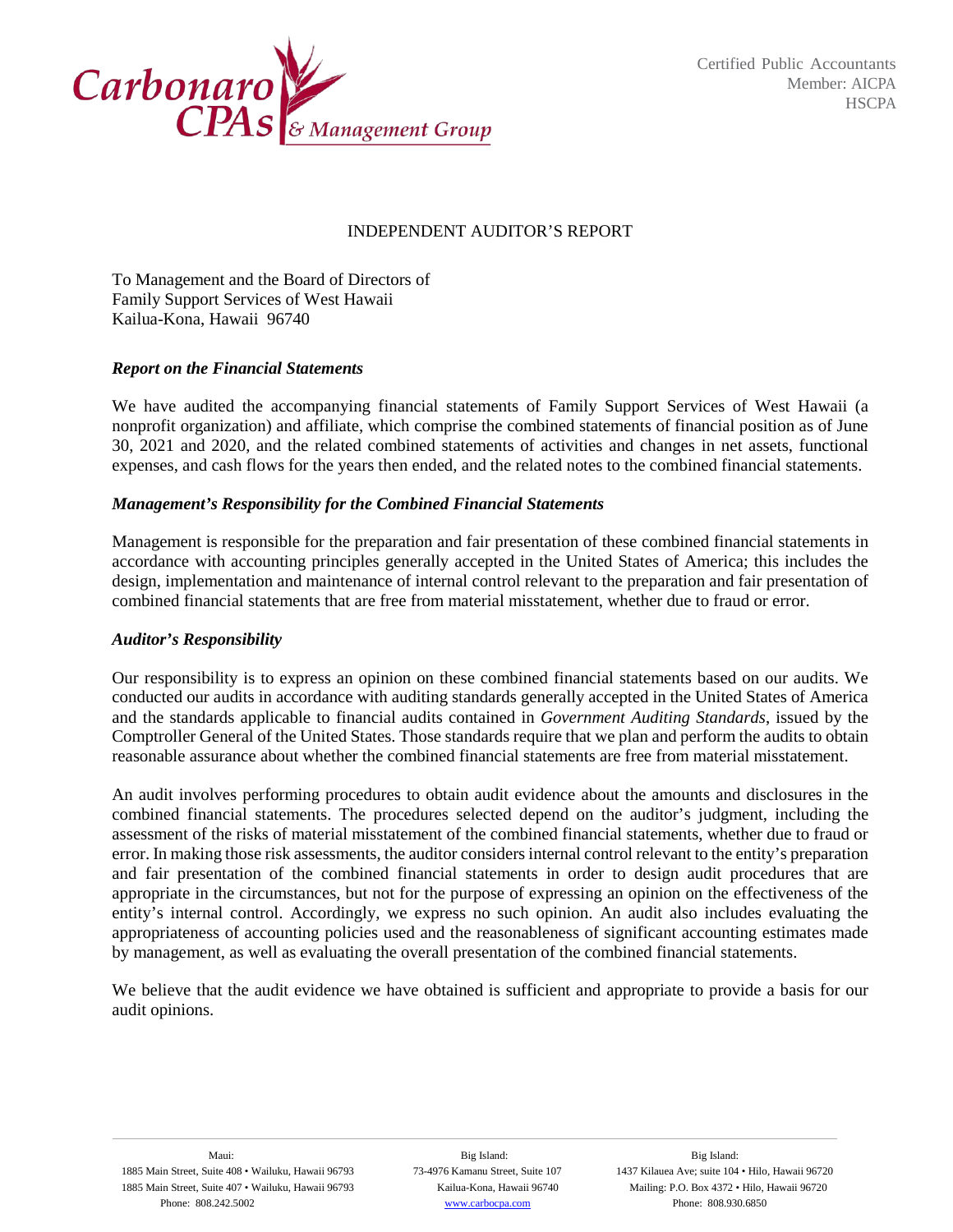Certified Public Accountants
Member: AICPA
HSCPA

# INDEPENDENT AUDITOR'S REPORT

To Management and the Board of Directors of
Family Support Services of West Hawaii
Kailua-Kona, Hawaii 96740

### *Report on the Financial Statements*

We have audited the accompanying financial statements of Family Support Services of West Hawaii (a nonprofit organization) and affiliate, which comprise the combined statements of financial position as of June 30, 2021 and 2020, and the related combined statements of activities and changes in net assets, functional expenses, and cash flows for the years then ended, and the related notes to the combined financial statements.

### *Management's Responsibility for the Combined Financial Statements*

Management is responsible for the preparation and fair presentation of these combined financial statements in accordance with accounting principles generally accepted in the United States of America; this includes the design, implementation and maintenance of internal control relevant to the preparation and fair presentation of combined financial statements that are free from material misstatement, whether due to fraud or error.

### *Auditor's Responsibility*

Our responsibility is to express an opinion on these combined financial statements based on our audits. We conducted our audits in accordance with auditing standards generally accepted in the United States of America and the standards applicable to financial audits contained in *Government Auditing Standards*, issued by the Comptroller General of the United States. Those standards require that we plan and perform the audits to obtain reasonable assurance about whether the combined financial statements are free from material misstatement.

An audit involves performing procedures to obtain audit evidence about the amounts and disclosures in the combined financial statements. The procedures selected depend on the auditor's judgment, including the assessment of the risks of material misstatement of the combined financial statements, whether due to fraud or error. In making those risk assessments, the auditor considers internal control relevant to the entity's preparation and fair presentation of the combined financial statements in order to design audit procedures that are appropriate in the circumstances, but not for the purpose of expressing an opinion on the effectiveness of the entity's internal control. Accordingly, we express no such opinion. An audit also includes evaluating the appropriateness of accounting policies used and the reasonableness of significant accounting estimates made by management, as well as evaluating the overall presentation of the combined financial statements.

We believe that the audit evidence we have obtained is sufficient and appropriate to provide a basis for our audit opinions.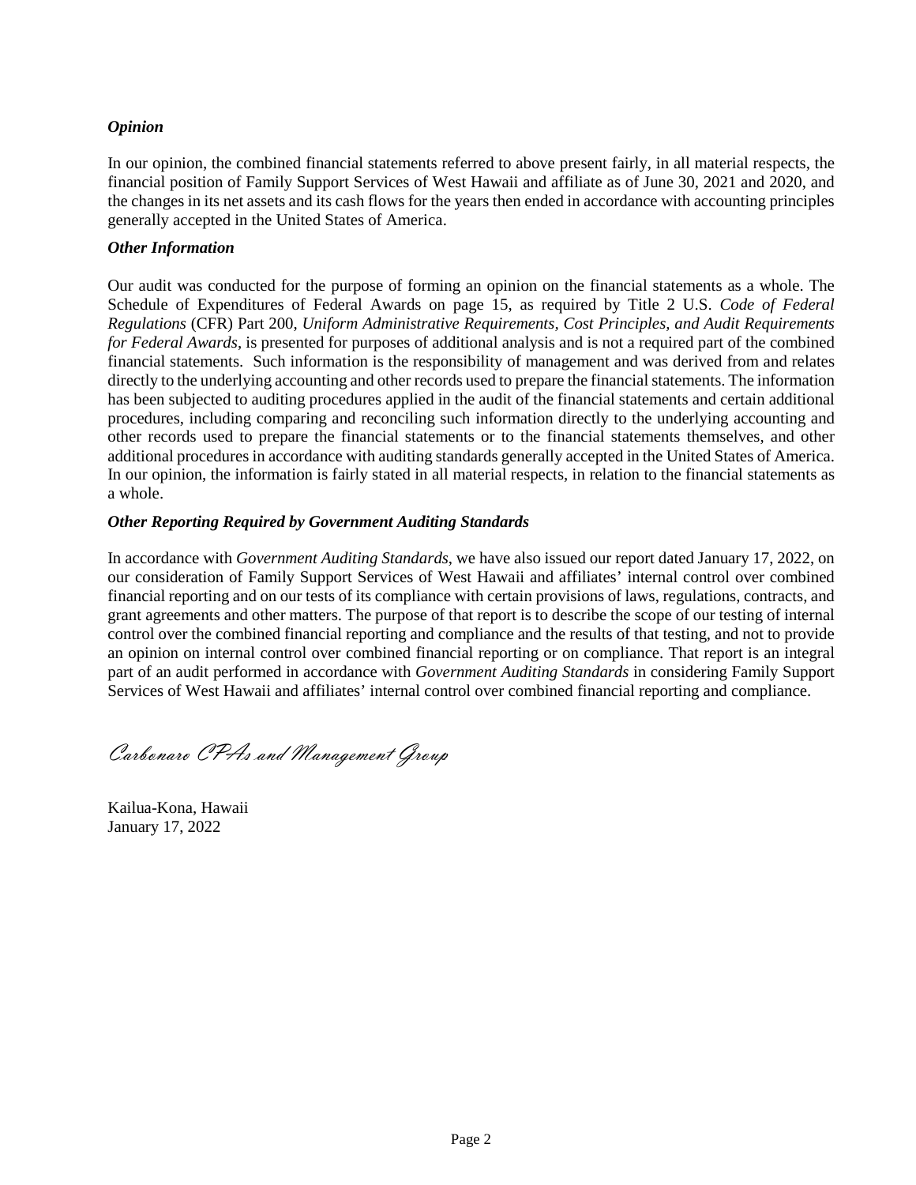### *Opinion*

In our opinion, the combined financial statements referred to above present fairly, in all material respects, the financial position of Family Support Services of West Hawaii and affiliate as of June 30, 2021 and 2020, and the changes in its net assets and its cash flows for the years then ended in accordance with accounting principles generally accepted in the United States of America.

### *Other Information*

Our audit was conducted for the purpose of forming an opinion on the financial statements as a whole. The Schedule of Expenditures of Federal Awards on page 15, as required by Title 2 U.S. *Code of Federal Regulations* (CFR) Part 200, *Uniform Administrative Requirements, Cost Principles, and Audit Requirements for Federal Awards*, is presented for purposes of additional analysis and is not a required part of the combined financial statements. Such information is the responsibility of management and was derived from and relates directly to the underlying accounting and other records used to prepare the financial statements. The information has been subjected to auditing procedures applied in the audit of the financial statements and certain additional procedures, including comparing and reconciling such information directly to the underlying accounting and other records used to prepare the financial statements or to the financial statements themselves, and other additional procedures in accordance with auditing standards generally accepted in the United States of America. In our opinion, the information is fairly stated in all material respects, in relation to the financial statements as a whole.

### *Other Reporting Required by Government Auditing Standards*

In accordance with *Government Auditing Standards*, we have also issued our report dated January 17, 2022, on our consideration of Family Support Services of West Hawaii and affiliates' internal control over combined financial reporting and on our tests of its compliance with certain provisions of laws, regulations, contracts, and grant agreements and other matters. The purpose of that report is to describe the scope of our testing of internal control over the combined financial reporting and compliance and the results of that testing, and not to provide an opinion on internal control over combined financial reporting or on compliance. That report is an integral part of an audit performed in accordance with *Government Auditing Standards* in considering Family Support Services of West Hawaii and affiliates' internal control over combined financial reporting and compliance.

*Carbonaro CPAs and Management Group*

Kailua-Kona, Hawaii
January 17, 2022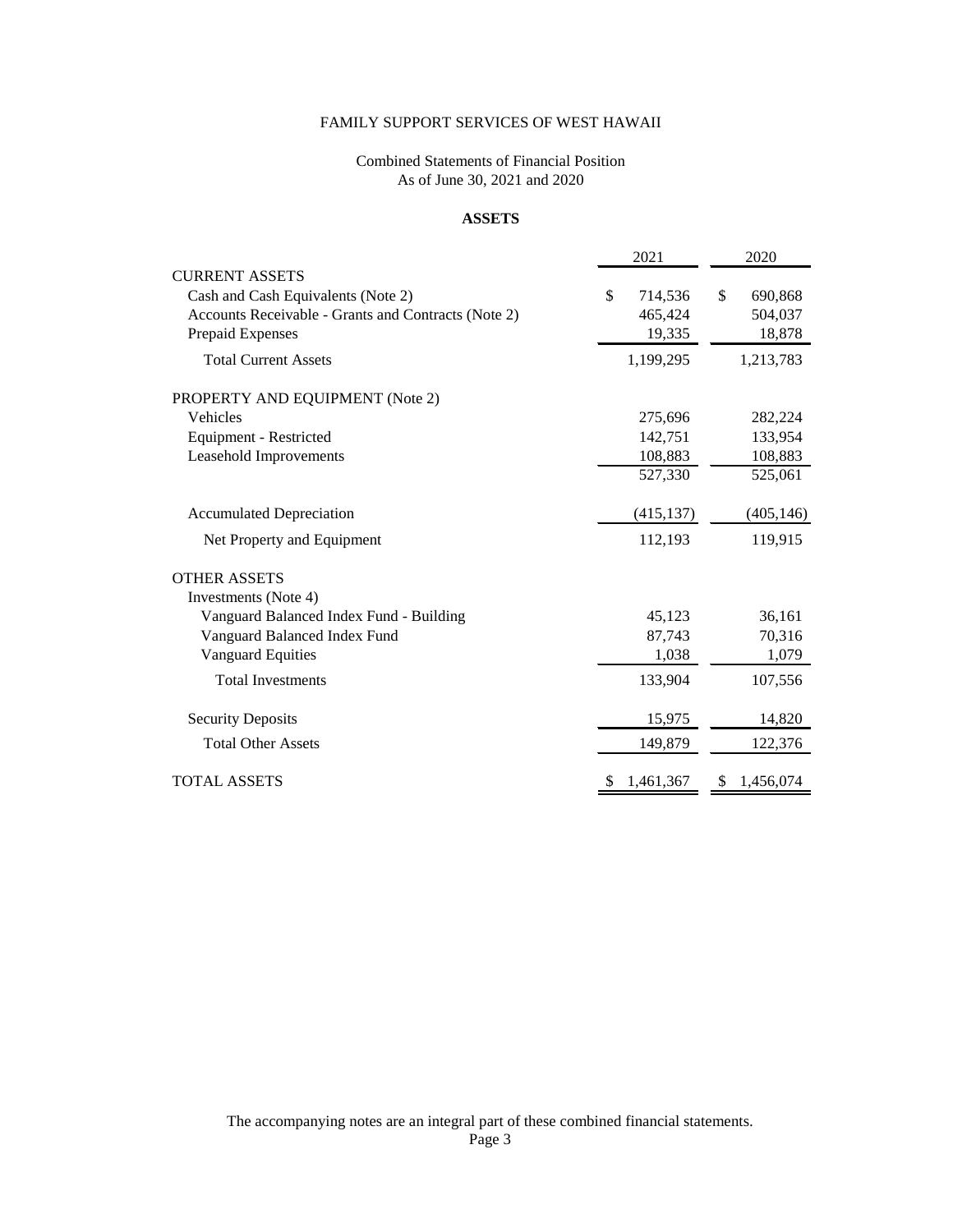FAMILY SUPPORT SERVICES OF WEST HAWAII

Combined Statements of Financial Position
As of June 30, 2021 and 2020

**ASSETS**

| | 2021 | 2020 |
|---|---|---|
| CURRENT ASSETS | | |
| Cash and Cash Equivalents (Note 2) | $ 714,536 | $ 690,868 |
| Accounts Receivable - Grants and Contracts (Note 2) | 465,424 | 504,037 |
| Prepaid Expenses | 19,335 | 18,878 |
| Total Current Assets | 1,199,295 | 1,213,783 |
| PROPERTY AND EQUIPMENT (Note 2) | | |
| Vehicles | 275,696 | 282,224 |
| Equipment - Restricted | 142,751 | 133,954 |
| Leasehold Improvements | 108,883 | 108,883 |
| | 527,330 | 525,061 |
| Accumulated Depreciation | (415,137) | (405,146) |
| Net Property and Equipment | 112,193 | 119,915 |
| OTHER ASSETS | | |
| Investments (Note 4) | | |
| Vanguard Balanced Index Fund - Building | 45,123 | 36,161 |
| Vanguard Balanced Index Fund | 87,743 | 70,316 |
| Vanguard Equities | 1,038 | 1,079 |
| Total Investments | 133,904 | 107,556 |
| Security Deposits | 15,975 | 14,820 |
| Total Other Assets | 149,879 | 122,376 |
| TOTAL ASSETS | $ 1,461,367 | $ 1,456,074 |

The accompanying notes are an integral part of these combined financial statements.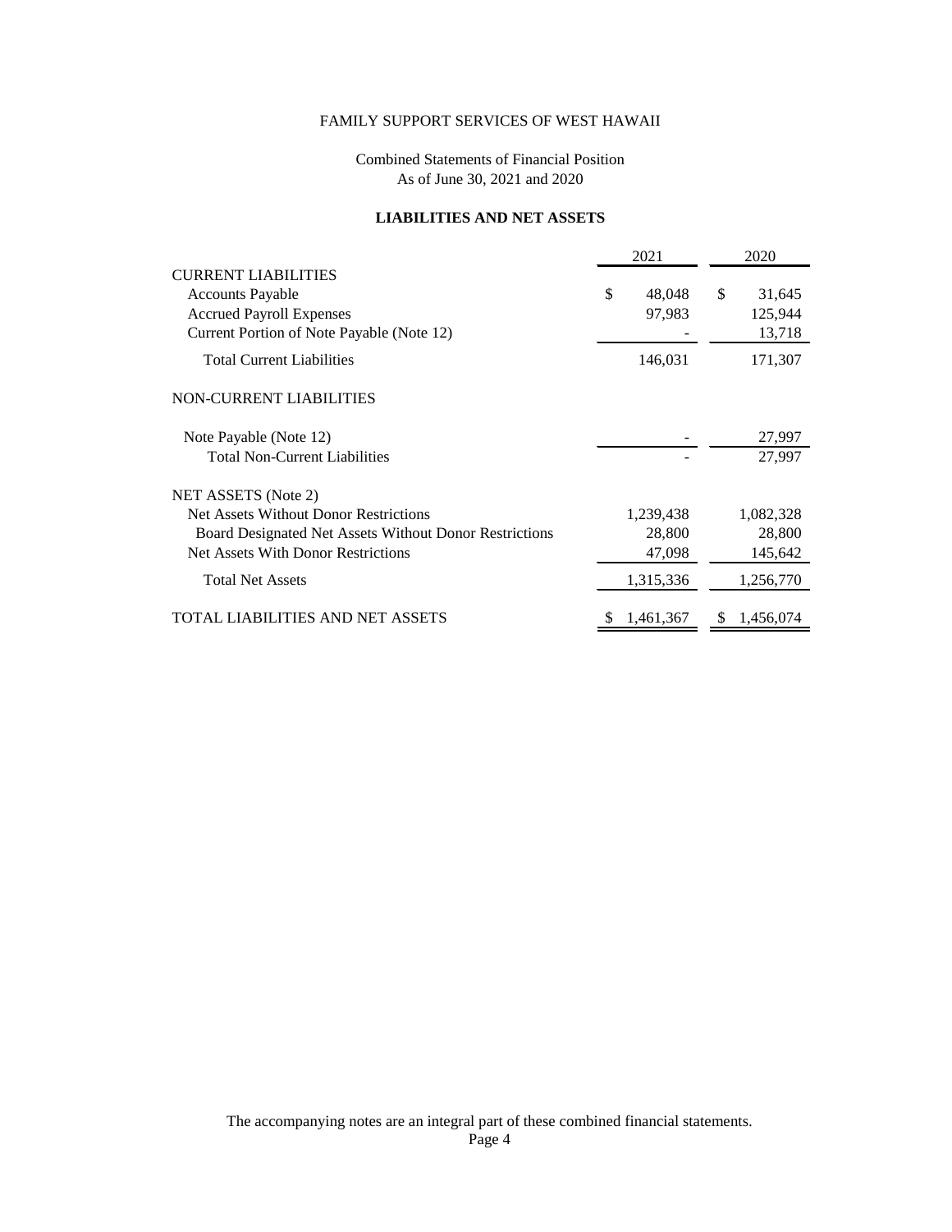FAMILY SUPPORT SERVICES OF WEST HAWAII

Combined Statements of Financial Position
As of June 30, 2021 and 2020

**LIABILITIES AND NET ASSETS**

| | 2021 | 2020 |
|---|---|---|
| CURRENT LIABILITIES | | |
| Accounts Payable | $ 48,048 | $ 31,645 |
| Accrued Payroll Expenses | 97,983 | 125,944 |
| Current Portion of Note Payable (Note 12) | - | 13,718 |
| Total Current Liabilities | 146,031 | 171,307 |
| NON-CURRENT LIABILITIES | | |
| Note Payable (Note 12) | - | 27,997 |
| Total Non-Current Liabilities | - | 27,997 |
| NET ASSETS (Note 2) | | |
| Net Assets Without Donor Restrictions | 1,239,438 | 1,082,328 |
| Board Designated Net Assets Without Donor Restrictions | 28,800 | 28,800 |
| Net Assets With Donor Restrictions | 47,098 | 145,642 |
| Total Net Assets | 1,315,336 | 1,256,770 |
| TOTAL LIABILITIES AND NET ASSETS | $ 1,461,367 | $ 1,456,074 |

The accompanying notes are an integral part of these combined financial statements.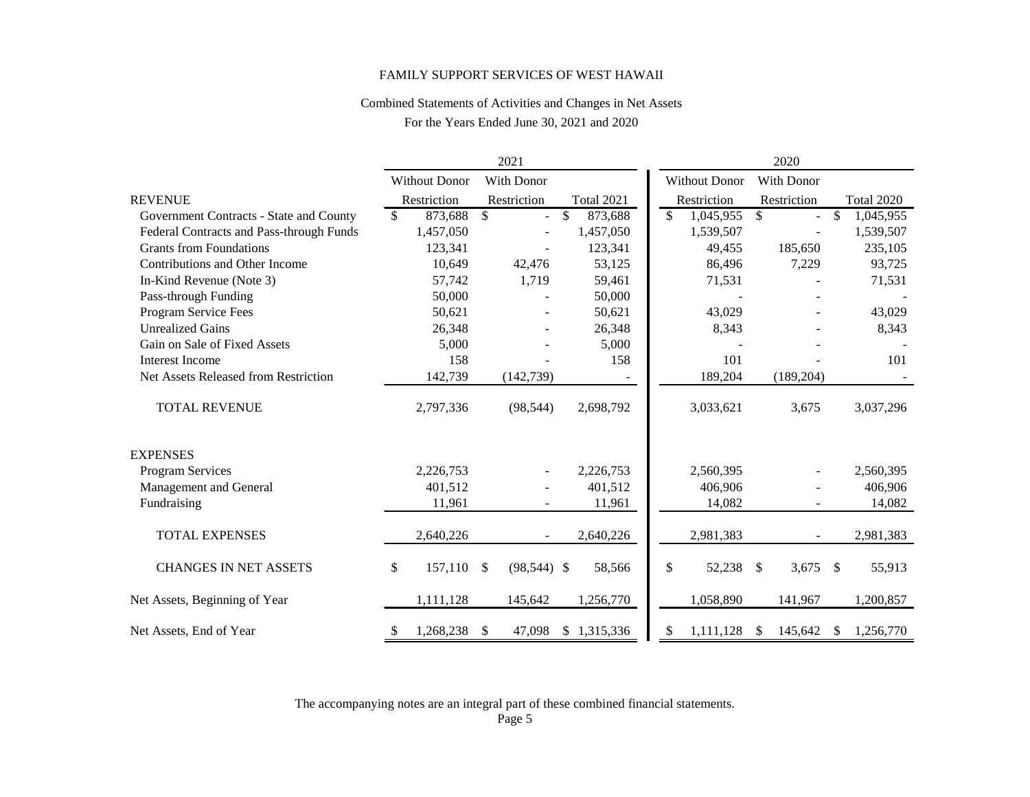# FAMILY SUPPORT SERVICES OF WEST HAWAII

## Combined Statements of Activities and Changes in Net Assets

For the Years Ended June 30, 2021 and 2020

| | 2021 | | | 2020 | | |
|---|---|---|---|---|---|---|
| **REVENUE** | Without Donor Restriction | With Donor Restriction | Total 2021 | Without Donor Restriction | With Donor Restriction | Total 2020 |
| Government Contracts - State and County | $ 873,688 | $ - | $ 873,688 | $ 1,045,955 | $ - | $ 1,045,955 |
| Federal Contracts and Pass-through Funds | 1,457,050 | - | 1,457,050 | 1,539,507 | - | 1,539,507 |
| Grants from Foundations | 123,341 | - | 123,341 | 49,455 | 185,650 | 235,105 |
| Contributions and Other Income | 10,649 | 42,476 | 53,125 | 86,496 | 7,229 | 93,725 |
| In-Kind Revenue (Note 3) | 57,742 | 1,719 | 59,461 | 71,531 | - | 71,531 |
| Pass-through Funding | 50,000 | - | 50,000 | - | - | - |
| Program Service Fees | 50,621 | - | 50,621 | 43,029 | - | 43,029 |
| Unrealized Gains | 26,348 | - | 26,348 | 8,343 | - | 8,343 |
| Gain on Sale of Fixed Assets | 5,000 | - | 5,000 | - | - | - |
| Interest Income | 158 | - | 158 | 101 | - | 101 |
| Net Assets Released from Restriction | 142,739 | (142,739) | - | 189,204 | (189,204) | - |
| TOTAL REVENUE | 2,797,336 | (98,544) | 2,698,792 | 3,033,621 | 3,675 | 3,037,296 |
| **EXPENSES** | | | | | | |
| Program Services | 2,226,753 | - | 2,226,753 | 2,560,395 | - | 2,560,395 |
| Management and General | 401,512 | - | 401,512 | 406,906 | - | 406,906 |
| Fundraising | 11,961 | - | 11,961 | 14,082 | - | 14,082 |
| TOTAL EXPENSES | 2,640,226 | - | 2,640,226 | 2,981,383 | - | 2,981,383 |
| CHANGES IN NET ASSETS | $ 157,110 | $ (98,544) | $ 58,566 | $ 52,238 | $ 3,675 | $ 55,913 |
| Net Assets, Beginning of Year | 1,111,128 | 145,642 | 1,256,770 | 1,058,890 | 141,967 | 1,200,857 |
| Net Assets, End of Year | $ 1,268,238 | $ 47,098 | $ 1,315,336 | $ 1,111,128 | $ 145,642 | $ 1,256,770 |

The accompanying notes are an integral part of these combined financial statements.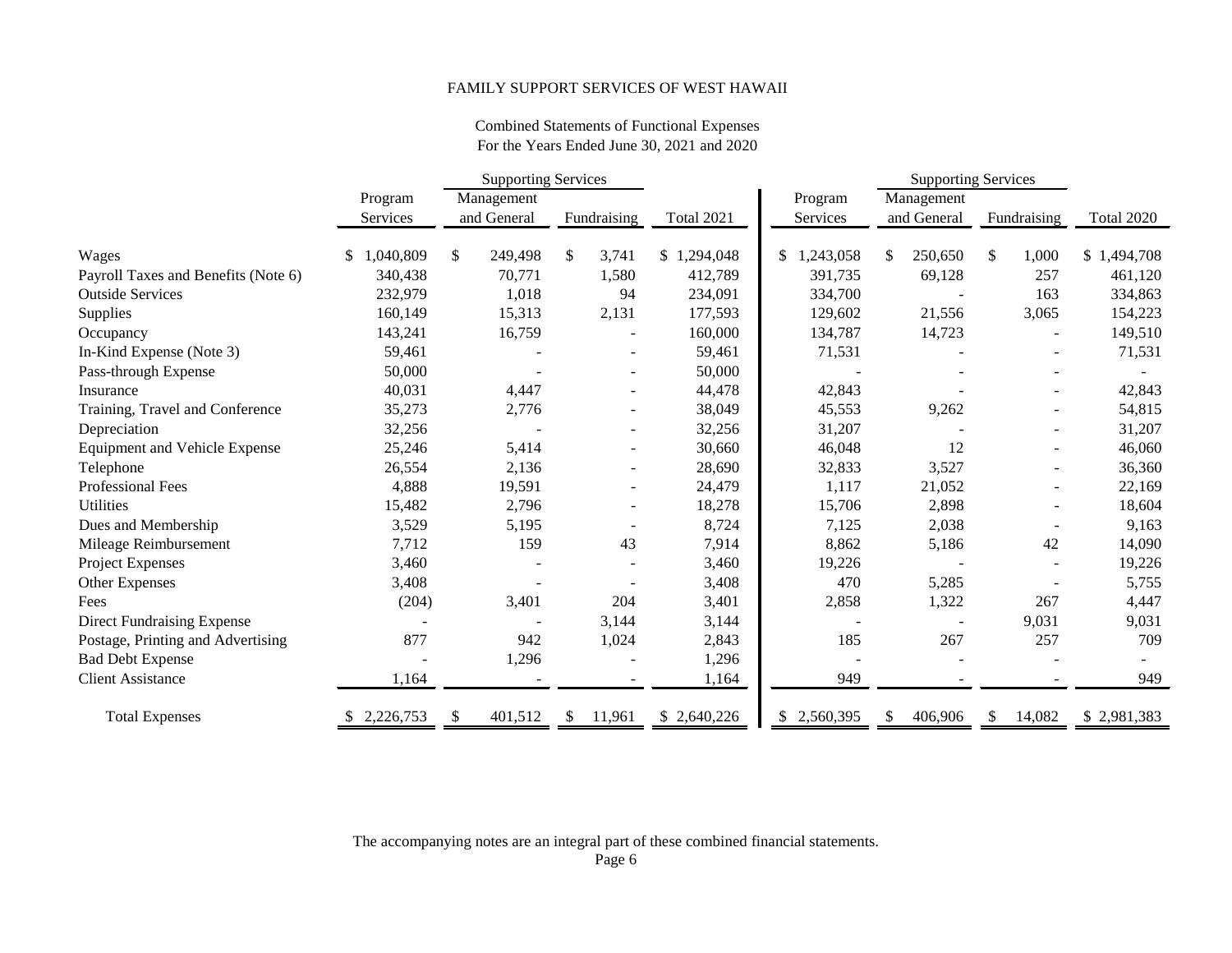FAMILY SUPPORT SERVICES OF WEST HAWAII

Combined Statements of Functional Expenses
For the Years Ended June 30, 2021 and 2020

| | Program Services | Supporting Services | | Total 2021 | Program Services | Supporting Services | | Total 2020 |
|---|---|---|---|---|---|---|---|---|
| | | Management and General | Fundraising | | | Management and General | Fundraising | |
| Wages | $ 1,040,809 | $ 249,498 | $ 3,741 | $ 1,294,048 | $ 1,243,058 | $ 250,650 | $ 1,000 | $ 1,494,708 |
| Payroll Taxes and Benefits (Note 6) | 340,438 | 70,771 | 1,580 | 412,789 | 391,735 | 69,128 | 257 | 461,120 |
| Outside Services | 232,979 | 1,018 | 94 | 234,091 | 334,700 | - | 163 | 334,863 |
| Supplies | 160,149 | 15,313 | 2,131 | 177,593 | 129,602 | 21,556 | 3,065 | 154,223 |
| Occupancy | 143,241 | 16,759 | - | 160,000 | 134,787 | 14,723 | - | 149,510 |
| In-Kind Expense (Note 3) | 59,461 | - | - | 59,461 | 71,531 | - | - | 71,531 |
| Pass-through Expense | 50,000 | - | - | 50,000 | - | - | - | - |
| Insurance | 40,031 | 4,447 | - | 44,478 | 42,843 | - | - | 42,843 |
| Training, Travel and Conference | 35,273 | 2,776 | - | 38,049 | 45,553 | 9,262 | - | 54,815 |
| Depreciation | 32,256 | - | - | 32,256 | 31,207 | - | - | 31,207 |
| Equipment and Vehicle Expense | 25,246 | 5,414 | - | 30,660 | 46,048 | 12 | - | 46,060 |
| Telephone | 26,554 | 2,136 | - | 28,690 | 32,833 | 3,527 | - | 36,360 |
| Professional Fees | 4,888 | 19,591 | - | 24,479 | 1,117 | 21,052 | - | 22,169 |
| Utilities | 15,482 | 2,796 | - | 18,278 | 15,706 | 2,898 | - | 18,604 |
| Dues and Membership | 3,529 | 5,195 | - | 8,724 | 7,125 | 2,038 | - | 9,163 |
| Mileage Reimbursement | 7,712 | 159 | 43 | 7,914 | 8,862 | 5,186 | 42 | 14,090 |
| Project Expenses | 3,460 | - | - | 3,460 | 19,226 | - | - | 19,226 |
| Other Expenses | 3,408 | - | - | 3,408 | 470 | 5,285 | - | 5,755 |
| Fees | (204) | 3,401 | 204 | 3,401 | 2,858 | 1,322 | 267 | 4,447 |
| Direct Fundraising Expense | - | - | 3,144 | 3,144 | - | - | 9,031 | 9,031 |
| Postage, Printing and Advertising | 877 | 942 | 1,024 | 2,843 | 185 | 267 | 257 | 709 |
| Bad Debt Expense | - | 1,296 | - | 1,296 | - | - | - | - |
| Client Assistance | 1,164 | - | - | 1,164 | 949 | - | - | 949 |
| Total Expenses | $ 2,226,753 | $ 401,512 | $ 11,961 | $ 2,640,226 | $ 2,560,395 | $ 406,906 | $ 14,082 | $ 2,981,383 |

The accompanying notes are an integral part of these combined financial statements.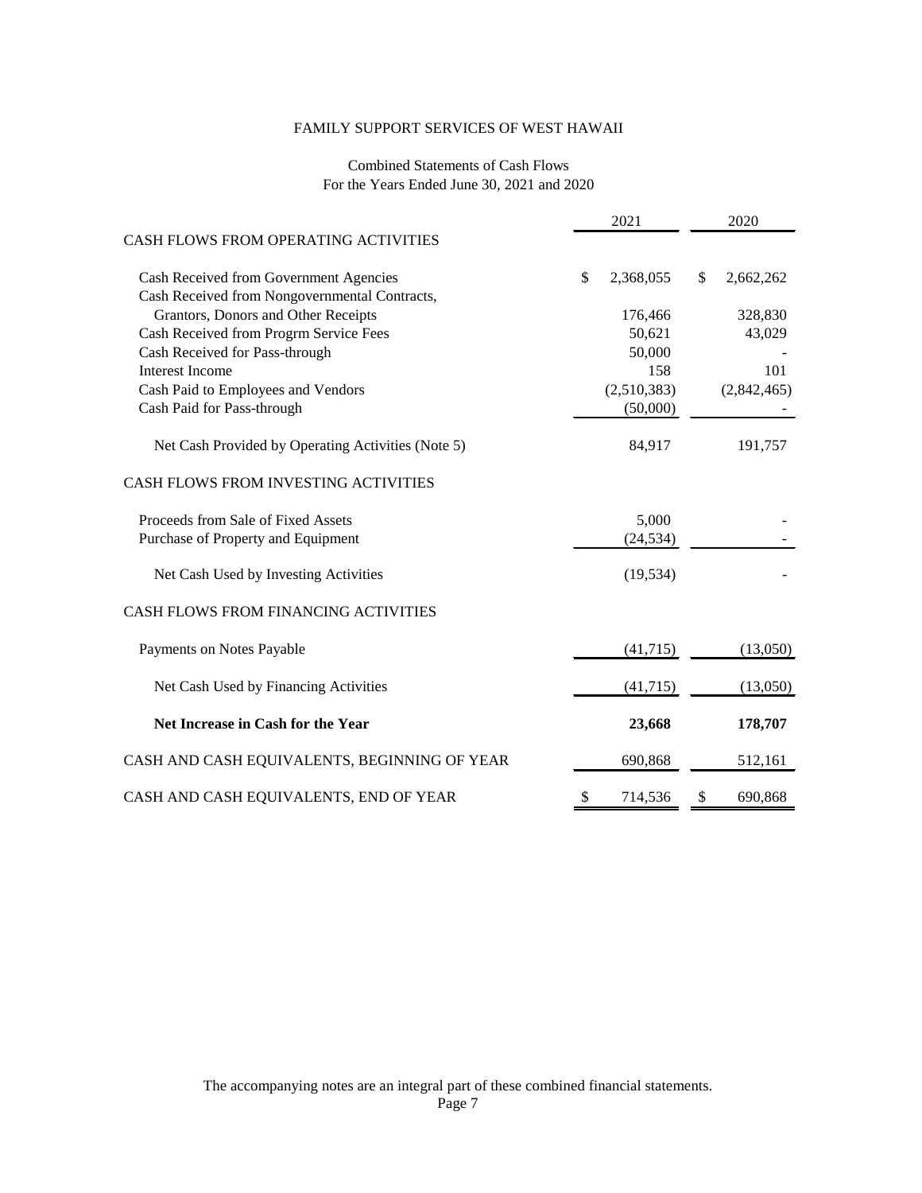# FAMILY SUPPORT SERVICES OF WEST HAWAII

## Combined Statements of Cash Flows
For the Years Ended June 30, 2021 and 2020

| | 2021 | 2020 |
|---|---|---|
| **CASH FLOWS FROM OPERATING ACTIVITIES** | | |
| Cash Received from Government Agencies | $ 2,368,055 | $ 2,662,262 |
| Cash Received from Nongovernmental Contracts, Grantors, Donors and Other Receipts | 176,466 | 328,830 |
| Cash Received from Progrm Service Fees | 50,621 | 43,029 |
| Cash Received for Pass-through | 50,000 | - |
| Interest Income | 158 | 101 |
| Cash Paid to Employees and Vendors | (2,510,383) | (2,842,465) |
| Cash Paid for Pass-through | (50,000) | - |
| Net Cash Provided by Operating Activities (Note 5) | 84,917 | 191,757 |
| **CASH FLOWS FROM INVESTING ACTIVITIES** | | |
| Proceeds from Sale of Fixed Assets | 5,000 | - |
| Purchase of Property and Equipment | (24,534) | - |
| Net Cash Used by Investing Activities | (19,534) | - |
| **CASH FLOWS FROM FINANCING ACTIVITIES** | | |
| Payments on Notes Payable | (41,715) | (13,050) |
| Net Cash Used by Financing Activities | (41,715) | (13,050) |
| **Net Increase in Cash for the Year** | **23,668** | **178,707** |
| CASH AND CASH EQUIVALENTS, BEGINNING OF YEAR | 690,868 | 512,161 |
| CASH AND CASH EQUIVALENTS, END OF YEAR | $ 714,536 | $ 690,868 |

The accompanying notes are an integral part of these combined financial statements.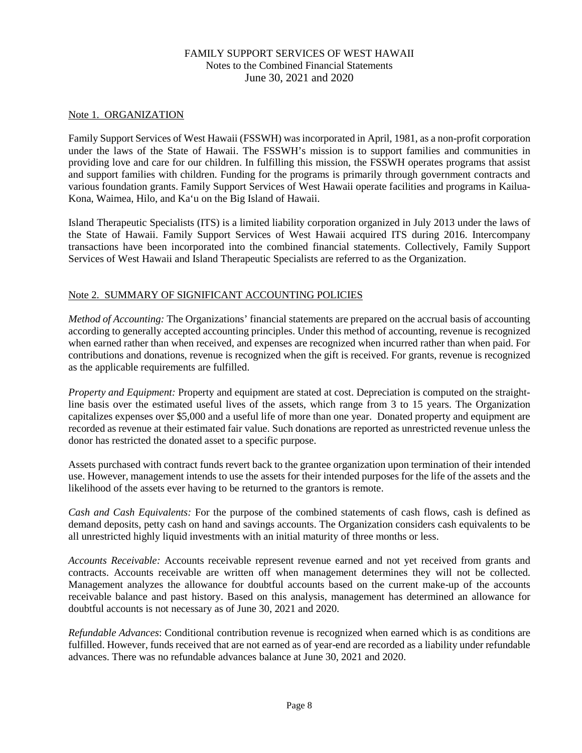# FAMILY SUPPORT SERVICES OF WEST HAWAII
Notes to the Combined Financial Statements
June 30, 2021 and 2020

## Note 1. ORGANIZATION

Family Support Services of West Hawaii (FSSWH) was incorporated in April, 1981, as a non-profit corporation under the laws of the State of Hawaii. The FSSWH's mission is to support families and communities in providing love and care for our children. In fulfilling this mission, the FSSWH operates programs that assist and support families with children. Funding for the programs is primarily through government contracts and various foundation grants. Family Support Services of West Hawaii operate facilities and programs in Kailua-Kona, Waimea, Hilo, and Ka'u on the Big Island of Hawaii.

Island Therapeutic Specialists (ITS) is a limited liability corporation organized in July 2013 under the laws of the State of Hawaii. Family Support Services of West Hawaii acquired ITS during 2016. Intercompany transactions have been incorporated into the combined financial statements. Collectively, Family Support Services of West Hawaii and Island Therapeutic Specialists are referred to as the Organization.

## Note 2. SUMMARY OF SIGNIFICANT ACCOUNTING POLICIES

*Method of Accounting:* The Organizations' financial statements are prepared on the accrual basis of accounting according to generally accepted accounting principles. Under this method of accounting, revenue is recognized when earned rather than when received, and expenses are recognized when incurred rather than when paid. For contributions and donations, revenue is recognized when the gift is received. For grants, revenue is recognized as the applicable requirements are fulfilled.

*Property and Equipment:* Property and equipment are stated at cost. Depreciation is computed on the straight-line basis over the estimated useful lives of the assets, which range from 3 to 15 years. The Organization capitalizes expenses over $5,000 and a useful life of more than one year. Donated property and equipment are recorded as revenue at their estimated fair value. Such donations are reported as unrestricted revenue unless the donor has restricted the donated asset to a specific purpose.

Assets purchased with contract funds revert back to the grantee organization upon termination of their intended use. However, management intends to use the assets for their intended purposes for the life of the assets and the likelihood of the assets ever having to be returned to the grantors is remote.

*Cash and Cash Equivalents:* For the purpose of the combined statements of cash flows, cash is defined as demand deposits, petty cash on hand and savings accounts. The Organization considers cash equivalents to be all unrestricted highly liquid investments with an initial maturity of three months or less.

*Accounts Receivable:* Accounts receivable represent revenue earned and not yet received from grants and contracts. Accounts receivable are written off when management determines they will not be collected. Management analyzes the allowance for doubtful accounts based on the current make-up of the accounts receivable balance and past history. Based on this analysis, management has determined an allowance for doubtful accounts is not necessary as of June 30, 2021 and 2020.

*Refundable Advances*: Conditional contribution revenue is recognized when earned which is as conditions are fulfilled. However, funds received that are not earned as of year-end are recorded as a liability under refundable advances. There was no refundable advances balance at June 30, 2021 and 2020.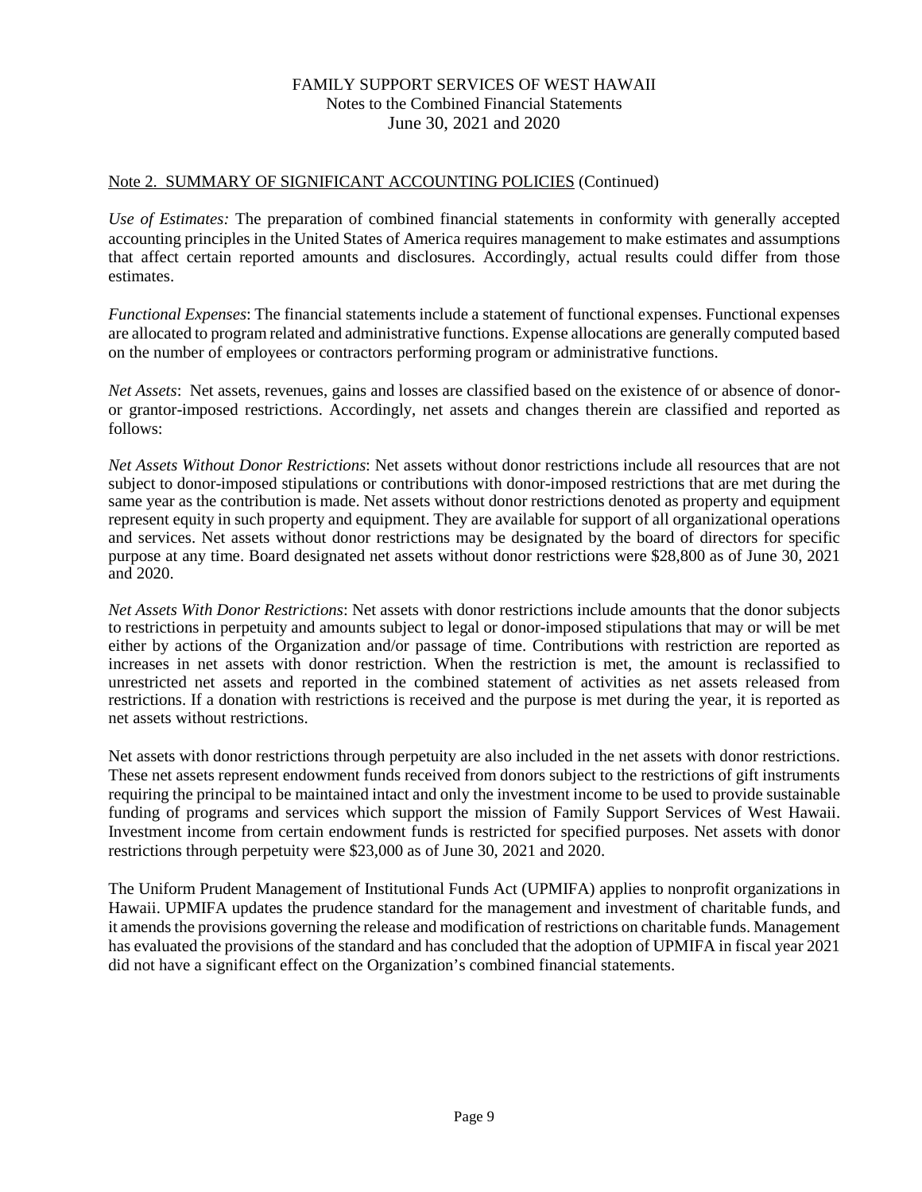## Note 2. SUMMARY OF SIGNIFICANT ACCOUNTING POLICIES (Continued)

*Use of Estimates:* The preparation of combined financial statements in conformity with generally accepted accounting principles in the United States of America requires management to make estimates and assumptions that affect certain reported amounts and disclosures. Accordingly, actual results could differ from those estimates.

*Functional Expenses*: The financial statements include a statement of functional expenses. Functional expenses are allocated to program related and administrative functions. Expense allocations are generally computed based on the number of employees or contractors performing program or administrative functions.

*Net Assets*: Net assets, revenues, gains and losses are classified based on the existence of or absence of donor- or grantor-imposed restrictions. Accordingly, net assets and changes therein are classified and reported as follows:

*Net Assets Without Donor Restrictions*: Net assets without donor restrictions include all resources that are not subject to donor-imposed stipulations or contributions with donor-imposed restrictions that are met during the same year as the contribution is made. Net assets without donor restrictions denoted as property and equipment represent equity in such property and equipment. They are available for support of all organizational operations and services. Net assets without donor restrictions may be designated by the board of directors for specific purpose at any time. Board designated net assets without donor restrictions were $28,800 as of June 30, 2021 and 2020.

*Net Assets With Donor Restrictions*: Net assets with donor restrictions include amounts that the donor subjects to restrictions in perpetuity and amounts subject to legal or donor-imposed stipulations that may or will be met either by actions of the Organization and/or passage of time. Contributions with restriction are reported as increases in net assets with donor restriction. When the restriction is met, the amount is reclassified to unrestricted net assets and reported in the combined statement of activities as net assets released from restrictions. If a donation with restrictions is received and the purpose is met during the year, it is reported as net assets without restrictions.

Net assets with donor restrictions through perpetuity are also included in the net assets with donor restrictions. These net assets represent endowment funds received from donors subject to the restrictions of gift instruments requiring the principal to be maintained intact and only the investment income to be used to provide sustainable funding of programs and services which support the mission of Family Support Services of West Hawaii. Investment income from certain endowment funds is restricted for specified purposes. Net assets with donor restrictions through perpetuity were $23,000 as of June 30, 2021 and 2020.

The Uniform Prudent Management of Institutional Funds Act (UPMIFA) applies to nonprofit organizations in Hawaii. UPMIFA updates the prudence standard for the management and investment of charitable funds, and it amends the provisions governing the release and modification of restrictions on charitable funds. Management has evaluated the provisions of the standard and has concluded that the adoption of UPMIFA in fiscal year 2021 did not have a significant effect on the Organization's combined financial statements.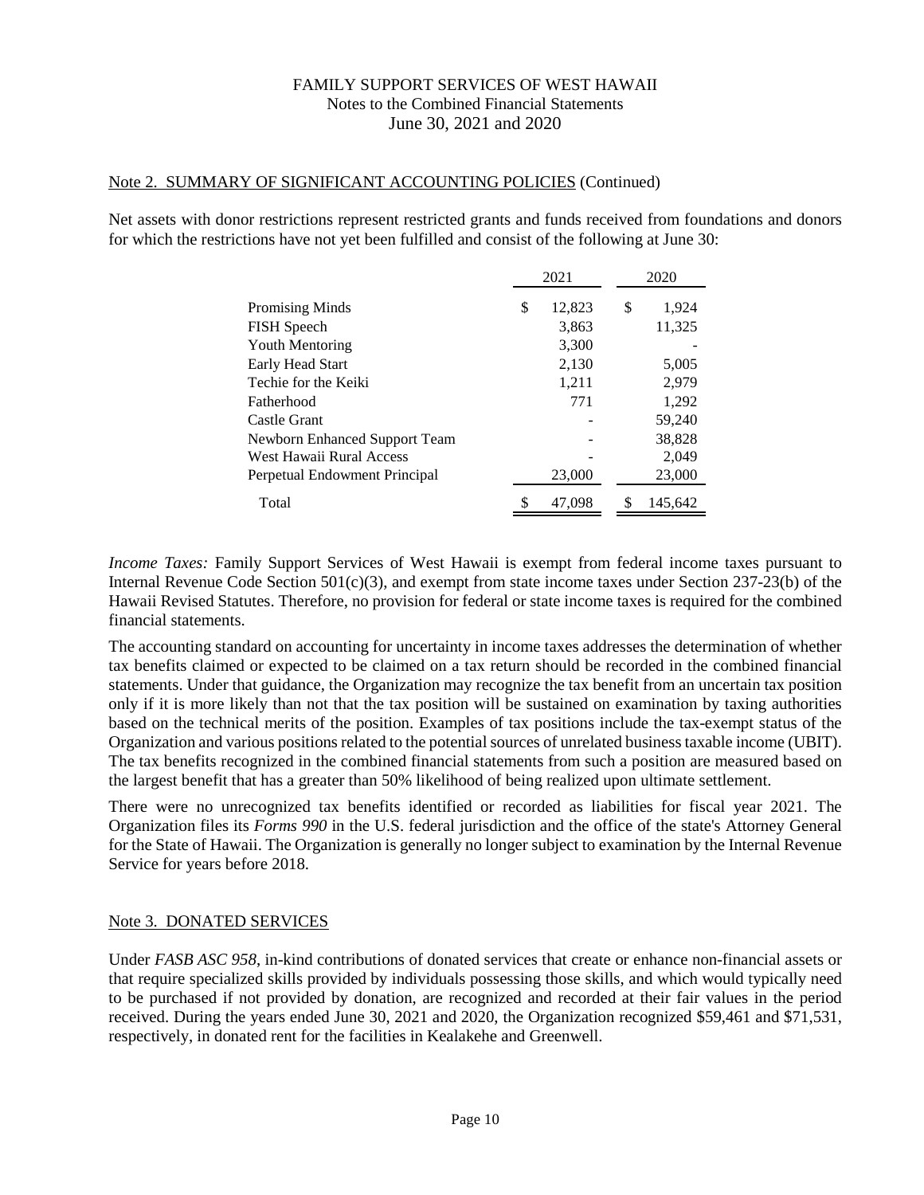## Note 2. SUMMARY OF SIGNIFICANT ACCOUNTING POLICIES (Continued)

Net assets with donor restrictions represent restricted grants and funds received from foundations and donors for which the restrictions have not yet been fulfilled and consist of the following at June 30:

| | 2021 | 2020 |
|---|---|---|
| Promising Minds | $ 12,823 | $ 1,924 |
| FISH Speech | 3,863 | 11,325 |
| Youth Mentoring | 3,300 | - |
| Early Head Start | 2,130 | 5,005 |
| Techie for the Keiki | 1,211 | 2,979 |
| Fatherhood | 771 | 1,292 |
| Castle Grant | - | 59,240 |
| Newborn Enhanced Support Team | - | 38,828 |
| West Hawaii Rural Access | - | 2,049 |
| Perpetual Endowment Principal | 23,000 | 23,000 |
| Total | $ 47,098 | $ 145,642 |

*Income Taxes:* Family Support Services of West Hawaii is exempt from federal income taxes pursuant to Internal Revenue Code Section 501(c)(3), and exempt from state income taxes under Section 237-23(b) of the Hawaii Revised Statutes. Therefore, no provision for federal or state income taxes is required for the combined financial statements.

The accounting standard on accounting for uncertainty in income taxes addresses the determination of whether tax benefits claimed or expected to be claimed on a tax return should be recorded in the combined financial statements. Under that guidance, the Organization may recognize the tax benefit from an uncertain tax position only if it is more likely than not that the tax position will be sustained on examination by taxing authorities based on the technical merits of the position. Examples of tax positions include the tax-exempt status of the Organization and various positions related to the potential sources of unrelated business taxable income (UBIT). The tax benefits recognized in the combined financial statements from such a position are measured based on the largest benefit that has a greater than 50% likelihood of being realized upon ultimate settlement.

There were no unrecognized tax benefits identified or recorded as liabilities for fiscal year 2021. The Organization files its *Forms 990* in the U.S. federal jurisdiction and the office of the state's Attorney General for the State of Hawaii. The Organization is generally no longer subject to examination by the Internal Revenue Service for years before 2018.

## Note 3. DONATED SERVICES

Under *FASB ASC 958*, in-kind contributions of donated services that create or enhance non-financial assets or that require specialized skills provided by individuals possessing those skills, and which would typically need to be purchased if not provided by donation, are recognized and recorded at their fair values in the period received. During the years ended June 30, 2021 and 2020, the Organization recognized $59,461 and $71,531, respectively, in donated rent for the facilities in Kealakehe and Greenwell.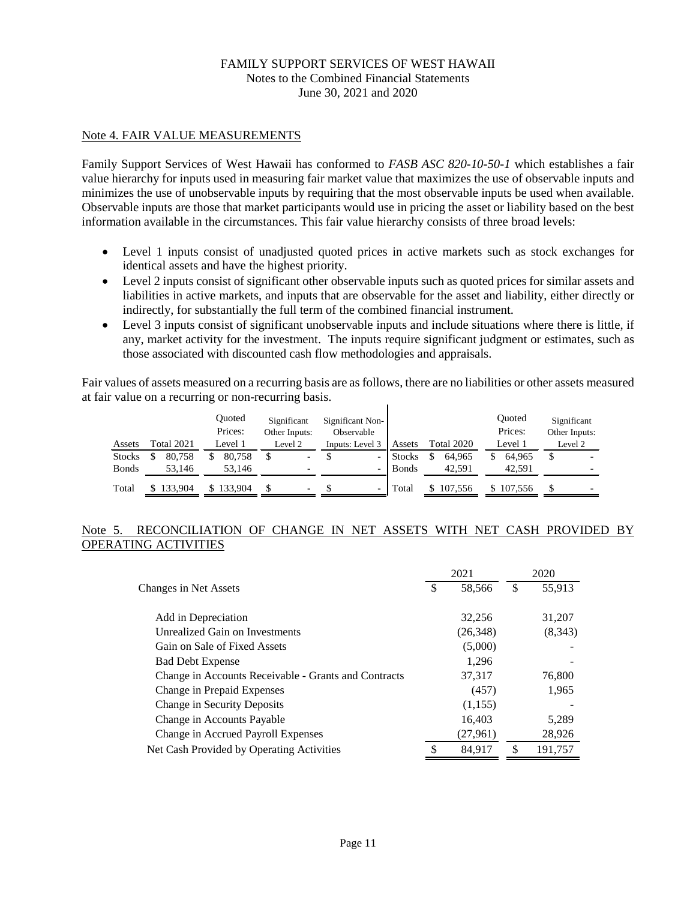FAMILY SUPPORT SERVICES OF WEST HAWAII
Notes to the Combined Financial Statements
June 30, 2021 and 2020

## Note 4. FAIR VALUE MEASUREMENTS

Family Support Services of West Hawaii has conformed to *FASB ASC 820-10-50-1* which establishes a fair value hierarchy for inputs used in measuring fair market value that maximizes the use of observable inputs and minimizes the use of unobservable inputs by requiring that the most observable inputs be used when available. Observable inputs are those that market participants would use in pricing the asset or liability based on the best information available in the circumstances. This fair value hierarchy consists of three broad levels:

- Level 1 inputs consist of unadjusted quoted prices in active markets such as stock exchanges for identical assets and have the highest priority.
- Level 2 inputs consist of significant other observable inputs such as quoted prices for similar assets and liabilities in active markets, and inputs that are observable for the asset and liability, either directly or indirectly, for substantially the full term of the combined financial instrument.
- Level 3 inputs consist of significant unobservable inputs and include situations where there is little, if any, market activity for the investment. The inputs require significant judgment or estimates, such as those associated with discounted cash flow methodologies and appraisals.

Fair values of assets measured on a recurring basis are as follows, there are no liabilities or other assets measured at fair value on a recurring or non-recurring basis.

| Assets | Total 2021 | Quoted Prices: Level 1 | Significant Other Inputs: Level 2 | Significant Non-Observable Inputs: Level 3 |
|---|---|---|---|---|
| Stocks | $ 80,758 | $ 80,758 | $ - | $ - |
| Bonds | 53,146 | 53,146 | - | - |
| Total | $ 133,904 | $ 133,904 | $ - | $ - |

| Assets | Total 2020 | Quoted Prices: Level 1 | Significant Other Inputs: Level 2 |
|---|---|---|---|
| Stocks | $ 64,965 | $ 64,965 | $ - |
| Bonds | 42,591 | 42,591 | - |
| Total | $ 107,556 | $ 107,556 | $ - |

## Note 5. RECONCILIATION OF CHANGE IN NET ASSETS WITH NET CASH PROVIDED BY OPERATING ACTIVITIES

| | 2021 | 2020 |
|---|---|---|
| Changes in Net Assets | $ 58,566 | $ 55,913 |
| Add in Depreciation | 32,256 | 31,207 |
| Unrealized Gain on Investments | (26,348) | (8,343) |
| Gain on Sale of Fixed Assets | (5,000) | - |
| Bad Debt Expense | 1,296 | - |
| Change in Accounts Receivable - Grants and Contracts | 37,317 | 76,800 |
| Change in Prepaid Expenses | (457) | 1,965 |
| Change in Security Deposits | (1,155) | - |
| Change in Accounts Payable | 16,403 | 5,289 |
| Change in Accrued Payroll Expenses | (27,961) | 28,926 |
| Net Cash Provided by Operating Activities | $ 84,917 | $ 191,757 |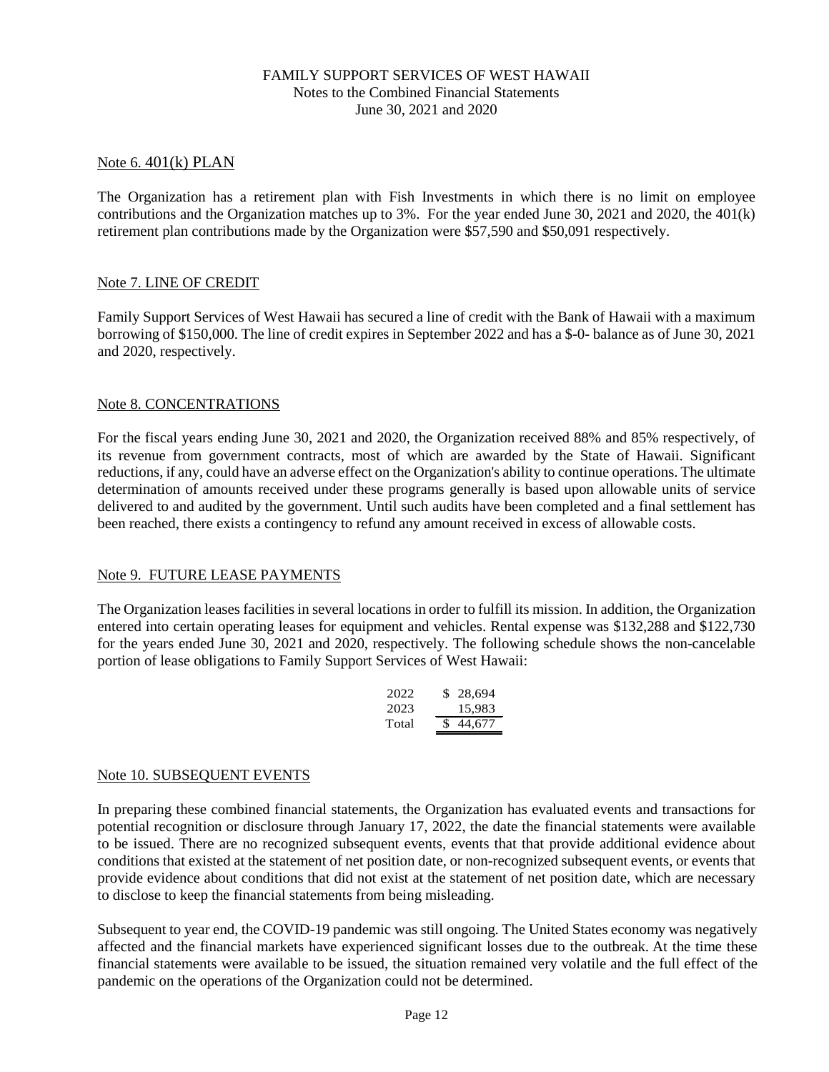FAMILY SUPPORT SERVICES OF WEST HAWAII
Notes to the Combined Financial Statements
June 30, 2021 and 2020

## Note 6. 401(k) PLAN

The Organization has a retirement plan with Fish Investments in which there is no limit on employee contributions and the Organization matches up to 3%. For the year ended June 30, 2021 and 2020, the 401(k) retirement plan contributions made by the Organization were $57,590 and $50,091 respectively.

## Note 7. LINE OF CREDIT

Family Support Services of West Hawaii has secured a line of credit with the Bank of Hawaii with a maximum borrowing of $150,000. The line of credit expires in September 2022 and has a $-0- balance as of June 30, 2021 and 2020, respectively.

## Note 8. CONCENTRATIONS

For the fiscal years ending June 30, 2021 and 2020, the Organization received 88% and 85% respectively, of its revenue from government contracts, most of which are awarded by the State of Hawaii. Significant reductions, if any, could have an adverse effect on the Organization's ability to continue operations. The ultimate determination of amounts received under these programs generally is based upon allowable units of service delivered to and audited by the government. Until such audits have been completed and a final settlement has been reached, there exists a contingency to refund any amount received in excess of allowable costs.

## Note 9. FUTURE LEASE PAYMENTS

The Organization leases facilities in several locations in order to fulfill its mission. In addition, the Organization entered into certain operating leases for equipment and vehicles. Rental expense was $132,288 and $122,730 for the years ended June 30, 2021 and 2020, respectively. The following schedule shows the non-cancelable portion of lease obligations to Family Support Services of West Hawaii:

| | |
|---|---|
| 2022 | $ 28,694 |
| 2023 | 15,983 |
| Total | $ 44,677 |

## Note 10. SUBSEQUENT EVENTS

In preparing these combined financial statements, the Organization has evaluated events and transactions for potential recognition or disclosure through January 17, 2022, the date the financial statements were available to be issued. There are no recognized subsequent events, events that that provide additional evidence about conditions that existed at the statement of net position date, or non-recognized subsequent events, or events that provide evidence about conditions that did not exist at the statement of net position date, which are necessary to disclose to keep the financial statements from being misleading.

Subsequent to year end, the COVID-19 pandemic was still ongoing. The United States economy was negatively affected and the financial markets have experienced significant losses due to the outbreak. At the time these financial statements were available to be issued, the situation remained very volatile and the full effect of the pandemic on the operations of the Organization could not be determined.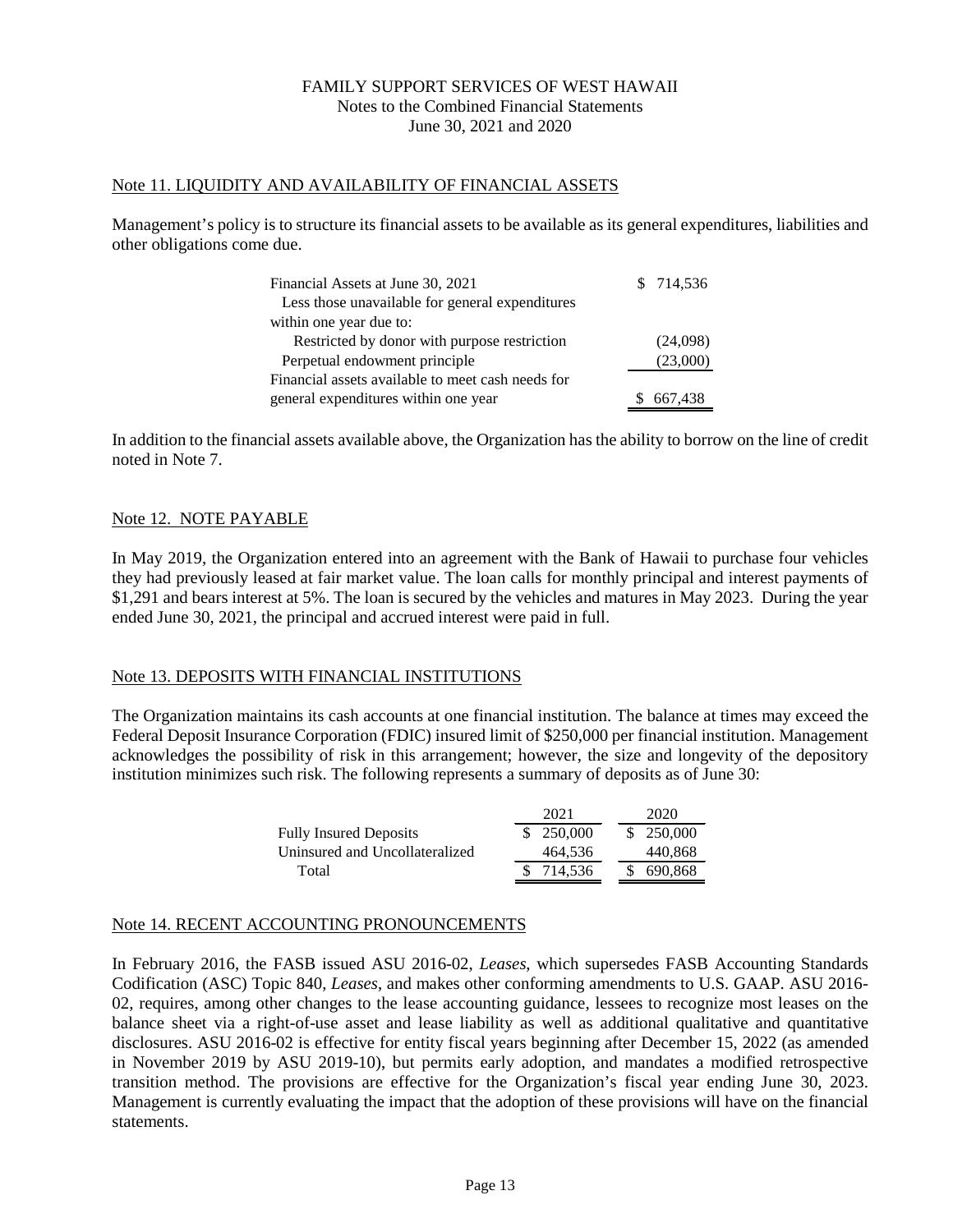FAMILY SUPPORT SERVICES OF WEST HAWAII
Notes to the Combined Financial Statements
June 30, 2021 and 2020

## Note 11. LIQUIDITY AND AVAILABILITY OF FINANCIAL ASSETS

Management's policy is to structure its financial assets to be available as its general expenditures, liabilities and other obligations come due.

| | |
|---|---|
| Financial Assets at June 30, 2021 | $ 714,536 |
| Less those unavailable for general expenditures within one year due to: | |
| Restricted by donor with purpose restriction | (24,098) |
| Perpetual endowment principle | (23,000) |
| Financial assets available to meet cash needs for general expenditures within one year | $ 667,438 |

In addition to the financial assets available above, the Organization has the ability to borrow on the line of credit noted in Note 7.

## Note 12. NOTE PAYABLE

In May 2019, the Organization entered into an agreement with the Bank of Hawaii to purchase four vehicles they had previously leased at fair market value. The loan calls for monthly principal and interest payments of $1,291 and bears interest at 5%. The loan is secured by the vehicles and matures in May 2023. During the year ended June 30, 2021, the principal and accrued interest were paid in full.

## Note 13. DEPOSITS WITH FINANCIAL INSTITUTIONS

The Organization maintains its cash accounts at one financial institution. The balance at times may exceed the Federal Deposit Insurance Corporation (FDIC) insured limit of $250,000 per financial institution. Management acknowledges the possibility of risk in this arrangement; however, the size and longevity of the depository institution minimizes such risk. The following represents a summary of deposits as of June 30:

| | 2021 | 2020 |
|---|---|---|
| Fully Insured Deposits | $ 250,000 | $ 250,000 |
| Uninsured and Uncollateralized | 464,536 | 440,868 |
| Total | $ 714,536 | $ 690,868 |

## Note 14. RECENT ACCOUNTING PRONOUNCEMENTS

In February 2016, the FASB issued ASU 2016-02, *Leases*, which supersedes FASB Accounting Standards Codification (ASC) Topic 840, *Leases*, and makes other conforming amendments to U.S. GAAP. ASU 2016-02, requires, among other changes to the lease accounting guidance, lessees to recognize most leases on the balance sheet via a right-of-use asset and lease liability as well as additional qualitative and quantitative disclosures. ASU 2016-02 is effective for entity fiscal years beginning after December 15, 2022 (as amended in November 2019 by ASU 2019-10), but permits early adoption, and mandates a modified retrospective transition method. The provisions are effective for the Organization's fiscal year ending June 30, 2023. Management is currently evaluating the impact that the adoption of these provisions will have on the financial statements.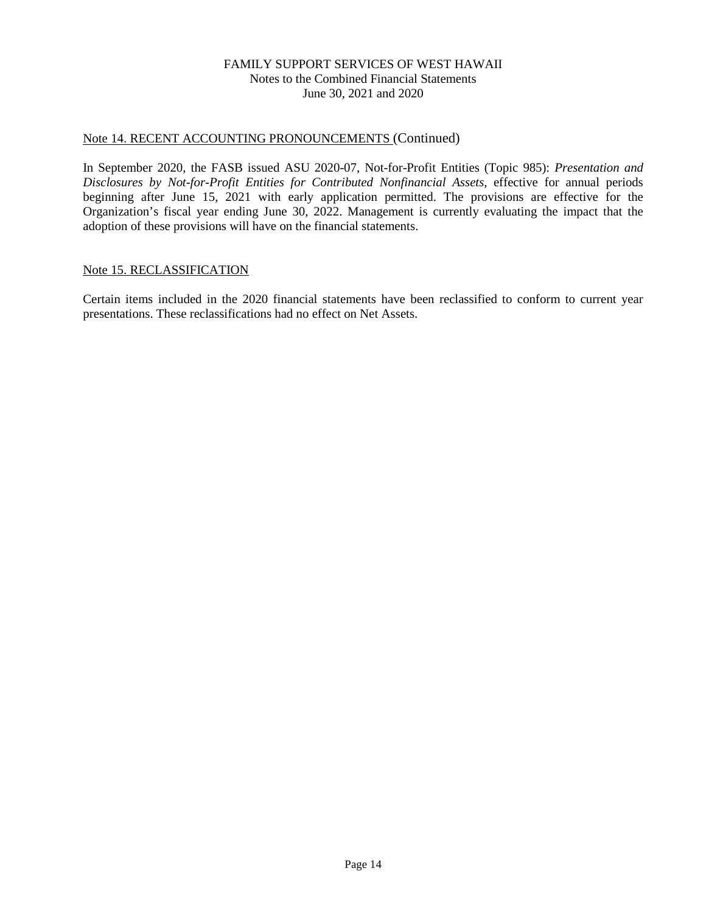## Note 14. RECENT ACCOUNTING PRONOUNCEMENTS (Continued)

In September 2020, the FASB issued ASU 2020-07, Not-for-Profit Entities (Topic 985): *Presentation and Disclosures by Not-for-Profit Entities for Contributed Nonfinancial Assets*, effective for annual periods beginning after June 15, 2021 with early application permitted. The provisions are effective for the Organization's fiscal year ending June 30, 2022. Management is currently evaluating the impact that the adoption of these provisions will have on the financial statements.

## Note 15. RECLASSIFICATION

Certain items included in the 2020 financial statements have been reclassified to conform to current year presentations. These reclassifications had no effect on Net Assets.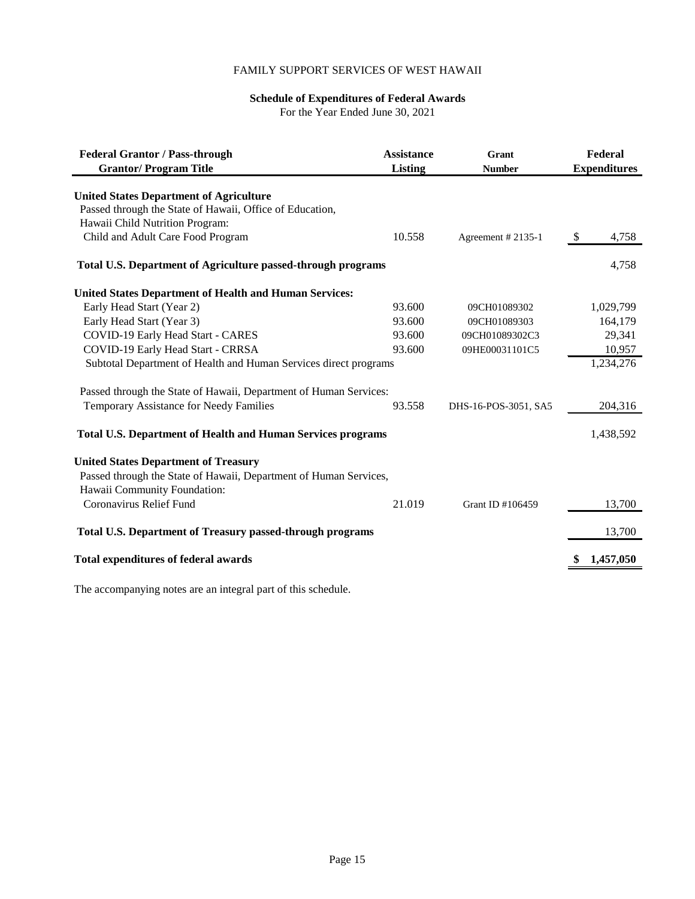FAMILY SUPPORT SERVICES OF WEST HAWAII

## Schedule of Expenditures of Federal Awards

For the Year Ended June 30, 2021

| Federal Grantor / Pass-through Grantor/ Program Title | Assistance Listing | Grant Number | Federal Expenditures |
|---|---|---|---|
| **United States Department of Agriculture** | | | |
| Passed through the State of Hawaii, Office of Education, | | | |
| Hawaii Child Nutrition Program: | | | |
| Child and Adult Care Food Program | 10.558 | Agreement # 2135-1 | $ 4,758 |
| **Total U.S. Department of Agriculture passed-through programs** | | | 4,758 |
| **United States Department of Health and Human Services:** | | | |
| Early Head Start (Year 2) | 93.600 | 09CH01089302 | 1,029,799 |
| Early Head Start (Year 3) | 93.600 | 09CH01089303 | 164,179 |
| COVID-19 Early Head Start - CARES | 93.600 | 09CH01089302C3 | 29,341 |
| COVID-19 Early Head Start - CRRSA | 93.600 | 09HE00031101C5 | 10,957 |
| Subtotal Department of Health and Human Services direct programs | | | 1,234,276 |
| Passed through the State of Hawaii, Department of Human Services: | | | |
| Temporary Assistance for Needy Families | 93.558 | DHS-16-POS-3051, SA5 | 204,316 |
| **Total U.S. Department of Health and Human Services programs** | | | 1,438,592 |
| **United States Department of Treasury** | | | |
| Passed through the State of Hawaii, Department of Human Services, | | | |
| Hawaii Community Foundation: | | | |
| Coronavirus Relief Fund | 21.019 | Grant ID #106459 | 13,700 |
| **Total U.S. Department of Treasury passed-through programs** | | | 13,700 |
| **Total expenditures of federal awards** | | | **$ 1,457,050** |

The accompanying notes are an integral part of this schedule.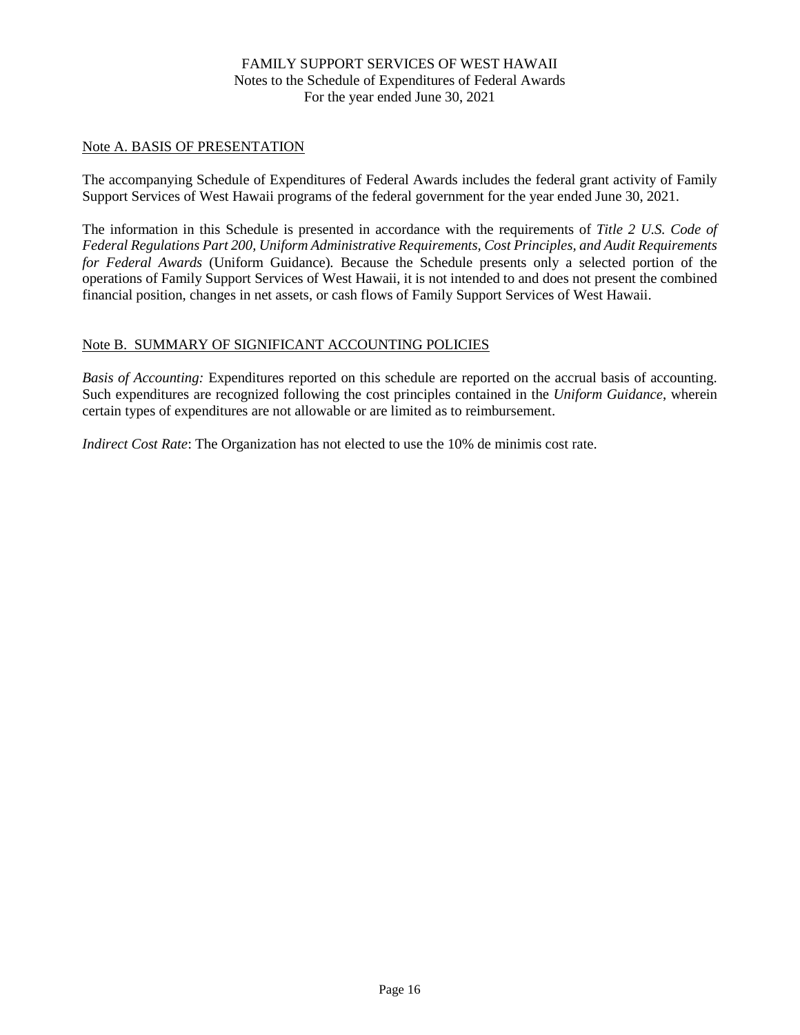FAMILY SUPPORT SERVICES OF WEST HAWAII
Notes to the Schedule of Expenditures of Federal Awards
For the year ended June 30, 2021

Note A. BASIS OF PRESENTATION

The accompanying Schedule of Expenditures of Federal Awards includes the federal grant activity of Family Support Services of West Hawaii programs of the federal government for the year ended June 30, 2021.

The information in this Schedule is presented in accordance with the requirements of *Title 2 U.S. Code of Federal Regulations Part 200, Uniform Administrative Requirements, Cost Principles, and Audit Requirements for Federal Awards* (Uniform Guidance). Because the Schedule presents only a selected portion of the operations of Family Support Services of West Hawaii, it is not intended to and does not present the combined financial position, changes in net assets, or cash flows of Family Support Services of West Hawaii.

Note B. SUMMARY OF SIGNIFICANT ACCOUNTING POLICIES

*Basis of Accounting:* Expenditures reported on this schedule are reported on the accrual basis of accounting. Such expenditures are recognized following the cost principles contained in the *Uniform Guidance*, wherein certain types of expenditures are not allowable or are limited as to reimbursement.

*Indirect Cost Rate*: The Organization has not elected to use the 10% de minimis cost rate.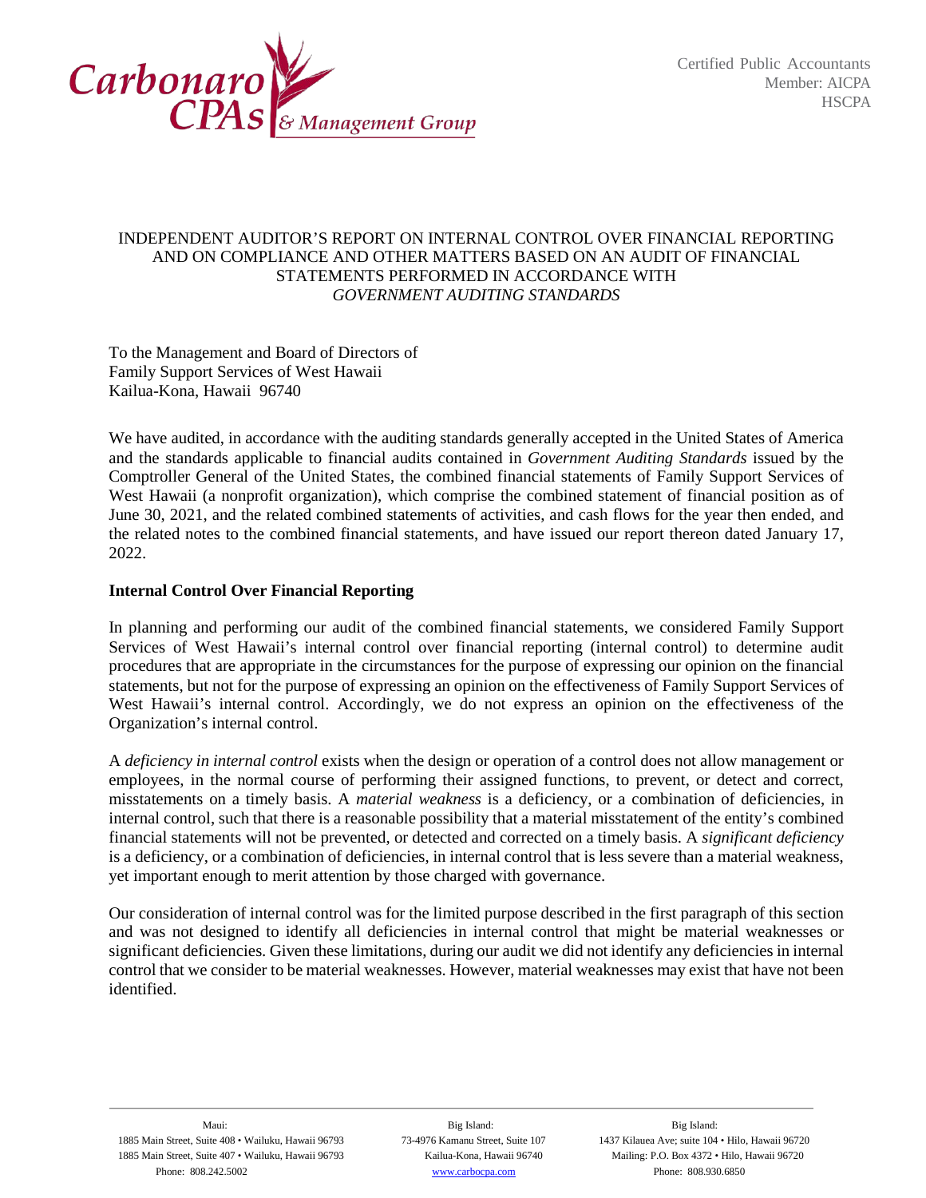Carbonaro CPAs & Management Group

Certified Public Accountants
Member: AICPA
HSCPA

# INDEPENDENT AUDITOR'S REPORT ON INTERNAL CONTROL OVER FINANCIAL REPORTING AND ON COMPLIANCE AND OTHER MATTERS BASED ON AN AUDIT OF FINANCIAL STATEMENTS PERFORMED IN ACCORDANCE WITH *GOVERNMENT AUDITING STANDARDS*

To the Management and Board of Directors of
Family Support Services of West Hawaii
Kailua-Kona, Hawaii 96740

We have audited, in accordance with the auditing standards generally accepted in the United States of America and the standards applicable to financial audits contained in *Government Auditing Standards* issued by the Comptroller General of the United States, the combined financial statements of Family Support Services of West Hawaii (a nonprofit organization), which comprise the combined statement of financial position as of June 30, 2021, and the related combined statements of activities, and cash flows for the year then ended, and the related notes to the combined financial statements, and have issued our report thereon dated January 17, 2022.

**Internal Control Over Financial Reporting**

In planning and performing our audit of the combined financial statements, we considered Family Support Services of West Hawaii's internal control over financial reporting (internal control) to determine audit procedures that are appropriate in the circumstances for the purpose of expressing our opinion on the financial statements, but not for the purpose of expressing an opinion on the effectiveness of Family Support Services of West Hawaii's internal control. Accordingly, we do not express an opinion on the effectiveness of the Organization's internal control.

A *deficiency in internal control* exists when the design or operation of a control does not allow management or employees, in the normal course of performing their assigned functions, to prevent, or detect and correct, misstatements on a timely basis. A *material weakness* is a deficiency, or a combination of deficiencies, in internal control, such that there is a reasonable possibility that a material misstatement of the entity's combined financial statements will not be prevented, or detected and corrected on a timely basis. A *significant deficiency* is a deficiency, or a combination of deficiencies, in internal control that is less severe than a material weakness, yet important enough to merit attention by those charged with governance.

Our consideration of internal control was for the limited purpose described in the first paragraph of this section and was not designed to identify all deficiencies in internal control that might be material weaknesses or significant deficiencies. Given these limitations, during our audit we did not identify any deficiencies in internal control that we consider to be material weaknesses. However, material weaknesses may exist that have not been identified.

Maui:
1885 Main Street, Suite 408 • Wailuku, Hawaii 96793
1885 Main Street, Suite 407 • Wailuku, Hawaii 96793
Phone: 808.242.5002

Big Island:
73-4976 Kamanu Street, Suite 107
Kailua-Kona, Hawaii 96740
www.carbocpa.com

Big Island:
1437 Kilauea Ave; suite 104 • Hilo, Hawaii 96720
Mailing: P.O. Box 4372 • Hilo, Hawaii 96720
Phone: 808.930.6850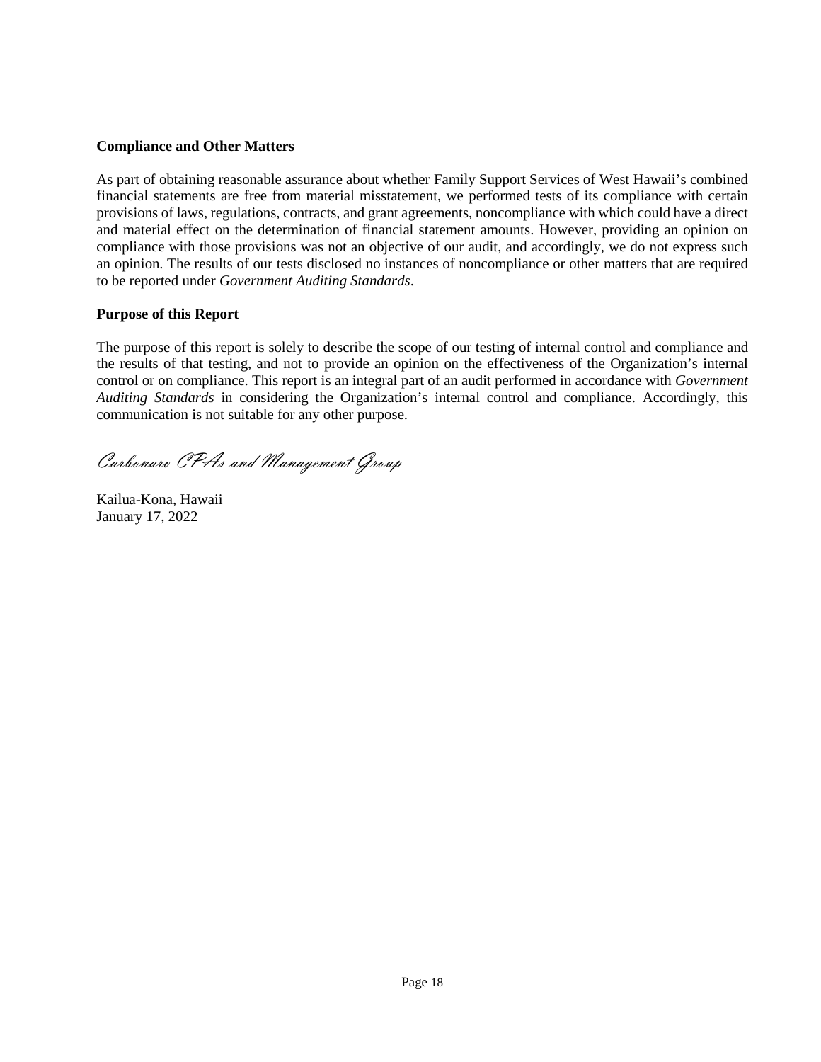**Compliance and Other Matters**

As part of obtaining reasonable assurance about whether Family Support Services of West Hawaii's combined financial statements are free from material misstatement, we performed tests of its compliance with certain provisions of laws, regulations, contracts, and grant agreements, noncompliance with which could have a direct and material effect on the determination of financial statement amounts. However, providing an opinion on compliance with those provisions was not an objective of our audit, and accordingly, we do not express such an opinion. The results of our tests disclosed no instances of noncompliance or other matters that are required to be reported under *Government Auditing Standards*.

**Purpose of this Report**

The purpose of this report is solely to describe the scope of our testing of internal control and compliance and the results of that testing, and not to provide an opinion on the effectiveness of the Organization's internal control or on compliance. This report is an integral part of an audit performed in accordance with *Government Auditing Standards* in considering the Organization's internal control and compliance. Accordingly, this communication is not suitable for any other purpose.

*Carbonaro CPAs and Management Group*

Kailua-Kona, Hawaii
January 17, 2022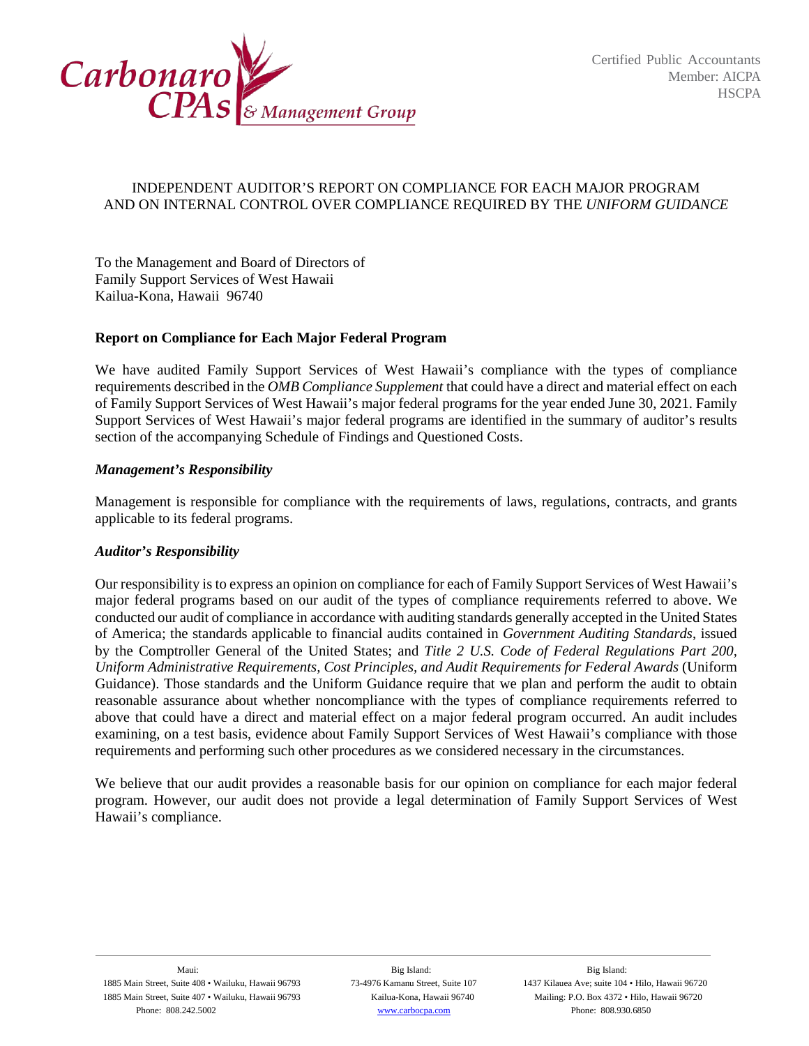Certified Public Accountants
Member: AICPA
HSCPA

# INDEPENDENT AUDITOR'S REPORT ON COMPLIANCE FOR EACH MAJOR PROGRAM AND ON INTERNAL CONTROL OVER COMPLIANCE REQUIRED BY THE *UNIFORM GUIDANCE*

To the Management and Board of Directors of
Family Support Services of West Hawaii
Kailua-Kona, Hawaii 96740

## Report on Compliance for Each Major Federal Program

We have audited Family Support Services of West Hawaii's compliance with the types of compliance requirements described in the *OMB Compliance Supplement* that could have a direct and material effect on each of Family Support Services of West Hawaii's major federal programs for the year ended June 30, 2021. Family Support Services of West Hawaii's major federal programs are identified in the summary of auditor's results section of the accompanying Schedule of Findings and Questioned Costs.

### *Management's Responsibility*

Management is responsible for compliance with the requirements of laws, regulations, contracts, and grants applicable to its federal programs.

### *Auditor's Responsibility*

Our responsibility is to express an opinion on compliance for each of Family Support Services of West Hawaii's major federal programs based on our audit of the types of compliance requirements referred to above. We conducted our audit of compliance in accordance with auditing standards generally accepted in the United States of America; the standards applicable to financial audits contained in *Government Auditing Standards*, issued by the Comptroller General of the United States; and *Title 2 U.S. Code of Federal Regulations Part 200, Uniform Administrative Requirements, Cost Principles, and Audit Requirements for Federal Awards* (Uniform Guidance). Those standards and the Uniform Guidance require that we plan and perform the audit to obtain reasonable assurance about whether noncompliance with the types of compliance requirements referred to above that could have a direct and material effect on a major federal program occurred. An audit includes examining, on a test basis, evidence about Family Support Services of West Hawaii's compliance with those requirements and performing such other procedures as we considered necessary in the circumstances.

We believe that our audit provides a reasonable basis for our opinion on compliance for each major federal program. However, our audit does not provide a legal determination of Family Support Services of West Hawaii's compliance.

Maui:
1885 Main Street, Suite 408 • Wailuku, Hawaii 96793
1885 Main Street, Suite 407 • Wailuku, Hawaii 96793
Phone: 808.242.5002

Big Island:
73-4976 Kamanu Street, Suite 107
Kailua-Kona, Hawaii 96740
www.carbocpa.com

Big Island:
1437 Kilauea Ave; suite 104 • Hilo, Hawaii 96720
Mailing: P.O. Box 4372 • Hilo, Hawaii 96720
Phone: 808.930.6850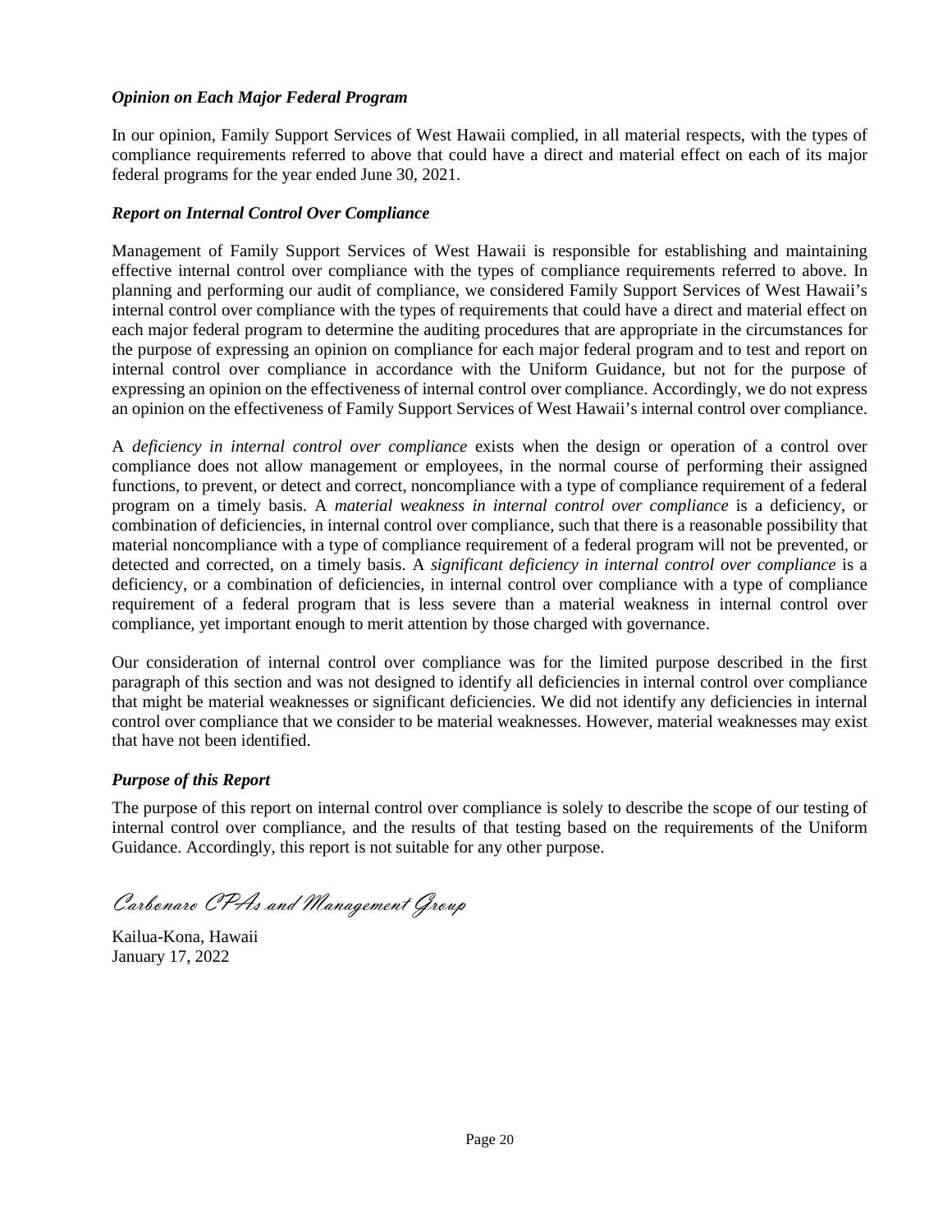### *Opinion on Each Major Federal Program*

In our opinion, Family Support Services of West Hawaii complied, in all material respects, with the types of compliance requirements referred to above that could have a direct and material effect on each of its major federal programs for the year ended June 30, 2021.

### *Report on Internal Control Over Compliance*

Management of Family Support Services of West Hawaii is responsible for establishing and maintaining effective internal control over compliance with the types of compliance requirements referred to above. In planning and performing our audit of compliance, we considered Family Support Services of West Hawaii's internal control over compliance with the types of requirements that could have a direct and material effect on each major federal program to determine the auditing procedures that are appropriate in the circumstances for the purpose of expressing an opinion on compliance for each major federal program and to test and report on internal control over compliance in accordance with the Uniform Guidance, but not for the purpose of expressing an opinion on the effectiveness of internal control over compliance. Accordingly, we do not express an opinion on the effectiveness of Family Support Services of West Hawaii's internal control over compliance.

A *deficiency in internal control over compliance* exists when the design or operation of a control over compliance does not allow management or employees, in the normal course of performing their assigned functions, to prevent, or detect and correct, noncompliance with a type of compliance requirement of a federal program on a timely basis. A *material weakness in internal control over compliance* is a deficiency, or combination of deficiencies, in internal control over compliance, such that there is a reasonable possibility that material noncompliance with a type of compliance requirement of a federal program will not be prevented, or detected and corrected, on a timely basis. A *significant deficiency in internal control over compliance* is a deficiency, or a combination of deficiencies, in internal control over compliance with a type of compliance requirement of a federal program that is less severe than a material weakness in internal control over compliance, yet important enough to merit attention by those charged with governance.

Our consideration of internal control over compliance was for the limited purpose described in the first paragraph of this section and was not designed to identify all deficiencies in internal control over compliance that might be material weaknesses or significant deficiencies. We did not identify any deficiencies in internal control over compliance that we consider to be material weaknesses. However, material weaknesses may exist that have not been identified.

### *Purpose of this Report*

The purpose of this report on internal control over compliance is solely to describe the scope of our testing of internal control over compliance, and the results of that testing based on the requirements of the Uniform Guidance. Accordingly, this report is not suitable for any other purpose.

*Carbonaro CPAs and Management Group*

Kailua-Kona, Hawaii
January 17, 2022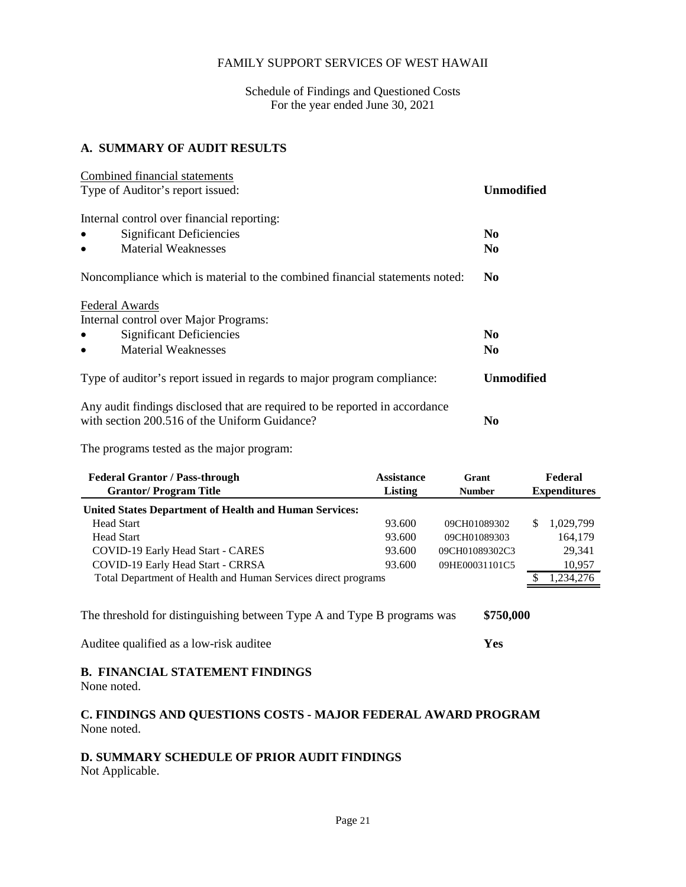# FAMILY SUPPORT SERVICES OF WEST HAWAII

Schedule of Findings and Questioned Costs
For the year ended June 30, 2021

## A. SUMMARY OF AUDIT RESULTS

Combined financial statements

| | |
|---|---|
| Type of Auditor's report issued: | **Unmodified** |
| Internal control over financial reporting: | |
| • Significant Deficiencies | **No** |
| • Material Weaknesses | **No** |
| Noncompliance which is material to the combined financial statements noted: | **No** |

Federal Awards

| | |
|---|---|
| Internal control over Major Programs: | |
| • Significant Deficiencies | **No** |
| • Material Weaknesses | **No** |
| Type of auditor's report issued in regards to major program compliance: | **Unmodified** |
| Any audit findings disclosed that are required to be reported in accordance with section 200.516 of the Uniform Guidance? | **No** |

The programs tested as the major program:

| Federal Grantor / Pass-through Grantor/ Program Title | Assistance Listing | Grant Number | Federal Expenditures |
|---|---|---|---|
| **United States Department of Health and Human Services:** | | | |
| Head Start | 93.600 | 09CH01089302 | $ 1,029,799 |
| Head Start | 93.600 | 09CH01089303 | 164,179 |
| COVID-19 Early Head Start - CARES | 93.600 | 09CH01089302C3 | 29,341 |
| COVID-19 Early Head Start - CRRSA | 93.600 | 09HE00031101C5 | 10,957 |
| Total Department of Health and Human Services direct programs | | | $ 1,234,276 |

| | |
|---|---|
| The threshold for distinguishing between Type A and Type B programs was | **$750,000** |
| Auditee qualified as a low-risk auditee | **Yes** |

## B. FINANCIAL STATEMENT FINDINGS

None noted.

## C. FINDINGS AND QUESTIONS COSTS - MAJOR FEDERAL AWARD PROGRAM

None noted.

## D. SUMMARY SCHEDULE OF PRIOR AUDIT FINDINGS

Not Applicable.